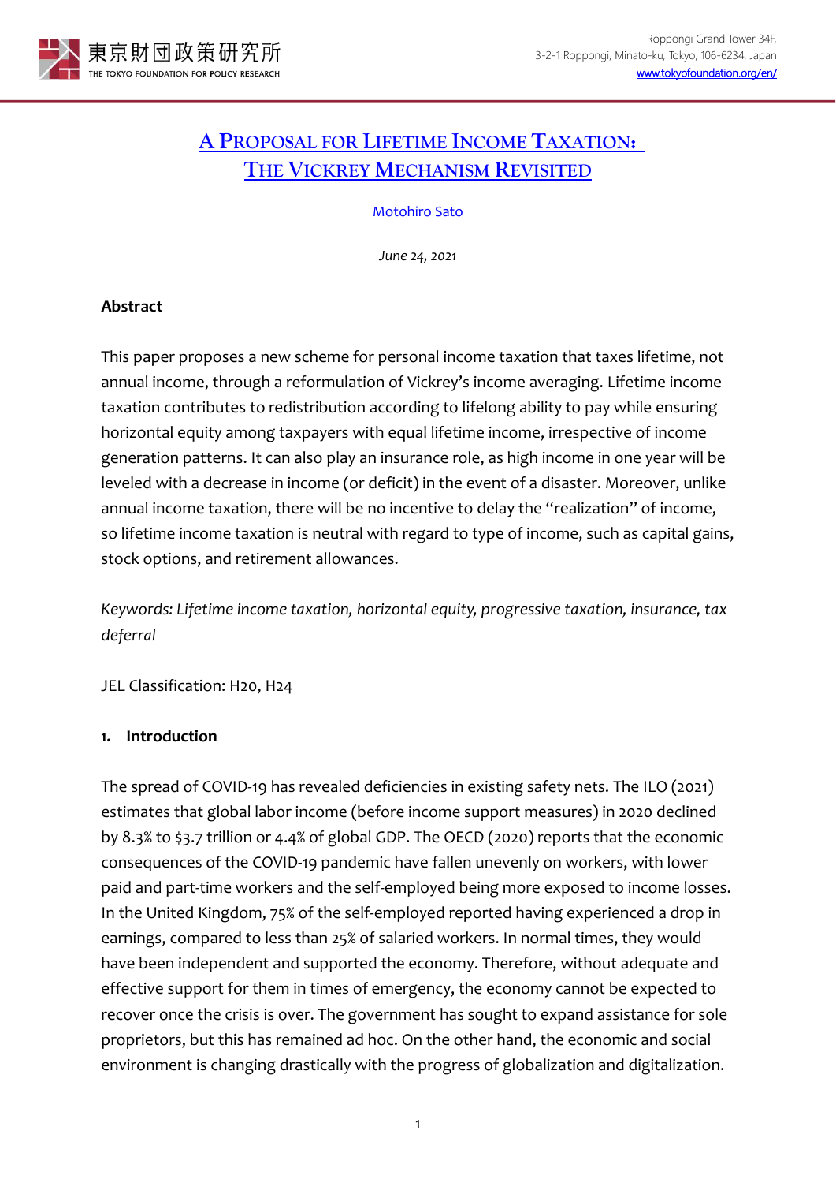# A Proposal for Lifetime Income Taxation: The Vickrey Mechanism Revisited

Motohiro Sato

*June 24, 2021*

### Abstract

This paper proposes a new scheme for personal income taxation that taxes lifetime, not annual income, through a reformulation of Vickrey's income averaging. Lifetime income taxation contributes to redistribution according to lifelong ability to pay while ensuring horizontal equity among taxpayers with equal lifetime income, irrespective of income generation patterns. It can also play an insurance role, as high income in one year will be leveled with a decrease in income (or deficit) in the event of a disaster. Moreover, unlike annual income taxation, there will be no incentive to delay the "realization" of income, so lifetime income taxation is neutral with regard to type of income, such as capital gains, stock options, and retirement allowances.

*Keywords: Lifetime income taxation, horizontal equity, progressive taxation, insurance, tax deferral*

JEL Classification: H20, H24

## 1. Introduction

The spread of COVID-19 has revealed deficiencies in existing safety nets. The ILO (2021) estimates that global labor income (before income support measures) in 2020 declined by 8.3% to $3.7 trillion or 4.4% of global GDP. The OECD (2020) reports that the economic consequences of the COVID-19 pandemic have fallen unevenly on workers, with lower paid and part-time workers and the self-employed being more exposed to income losses. In the United Kingdom, 75% of the self-employed reported having experienced a drop in earnings, compared to less than 25% of salaried workers. In normal times, they would have been independent and supported the economy. Therefore, without adequate and effective support for them in times of emergency, the economy cannot be expected to recover once the crisis is over. The government has sought to expand assistance for sole proprietors, but this has remained ad hoc. On the other hand, the economic and social environment is changing drastically with the progress of globalization and digitalization.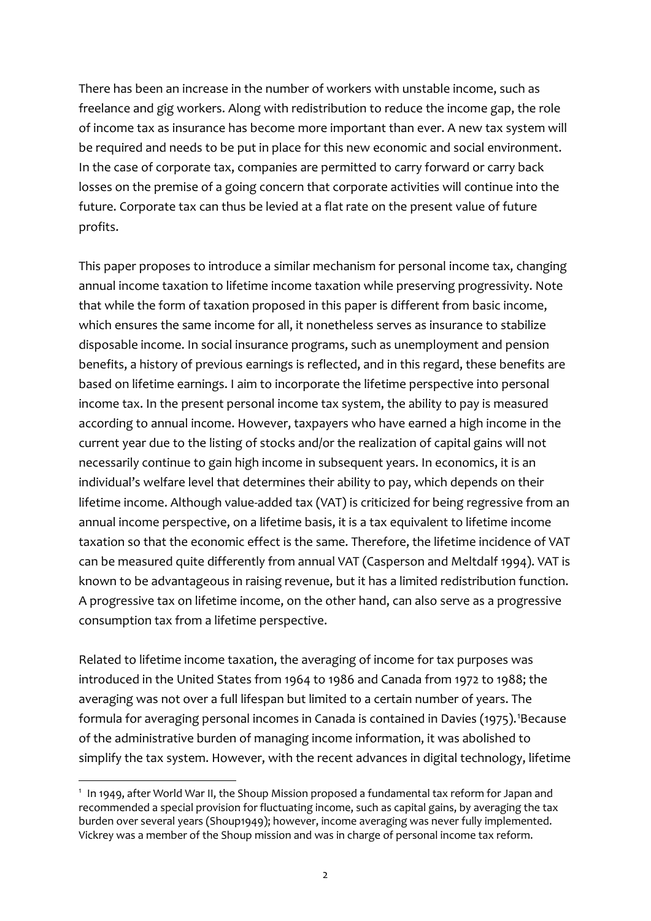There has been an increase in the number of workers with unstable income, such as freelance and gig workers. Along with redistribution to reduce the income gap, the role of income tax as insurance has become more important than ever. A new tax system will be required and needs to be put in place for this new economic and social environment. In the case of corporate tax, companies are permitted to carry forward or carry back losses on the premise of a going concern that corporate activities will continue into the future. Corporate tax can thus be levied at a flat rate on the present value of future profits.

This paper proposes to introduce a similar mechanism for personal income tax, changing annual income taxation to lifetime income taxation while preserving progressivity. Note that while the form of taxation proposed in this paper is different from basic income, which ensures the same income for all, it nonetheless serves as insurance to stabilize disposable income. In social insurance programs, such as unemployment and pension benefits, a history of previous earnings is reflected, and in this regard, these benefits are based on lifetime earnings. I aim to incorporate the lifetime perspective into personal income tax. In the present personal income tax system, the ability to pay is measured according to annual income. However, taxpayers who have earned a high income in the current year due to the listing of stocks and/or the realization of capital gains will not necessarily continue to gain high income in subsequent years. In economics, it is an individual's welfare level that determines their ability to pay, which depends on their lifetime income. Although value-added tax (VAT) is criticized for being regressive from an annual income perspective, on a lifetime basis, it is a tax equivalent to lifetime income taxation so that the economic effect is the same. Therefore, the lifetime incidence of VAT can be measured quite differently from annual VAT (Casperson and Meltdalf 1994). VAT is known to be advantageous in raising revenue, but it has a limited redistribution function. A progressive tax on lifetime income, on the other hand, can also serve as a progressive consumption tax from a lifetime perspective.

Related to lifetime income taxation, the averaging of income for tax purposes was introduced in the United States from 1964 to 1986 and Canada from 1972 to 1988; the averaging was not over a full lifespan but limited to a certain number of years. The formula for averaging personal incomes in Canada is contained in Davies (1975).[1]Because of the administrative burden of managing income information, it was abolished to simplify the tax system. However, with the recent advances in digital technology, lifetime

[1] In 1949, after World War II, the Shoup Mission proposed a fundamental tax reform for Japan and recommended a special provision for fluctuating income, such as capital gains, by averaging the tax burden over several years (Shoup1949); however, income averaging was never fully implemented. Vickrey was a member of the Shoup mission and was in charge of personal income tax reform.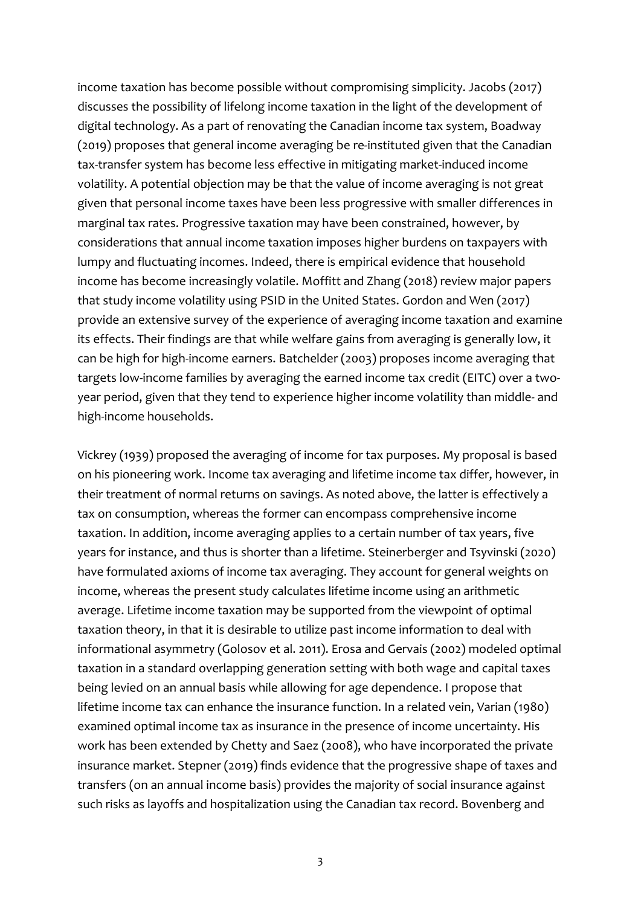income taxation has become possible without compromising simplicity. Jacobs (2017) discusses the possibility of lifelong income taxation in the light of the development of digital technology. As a part of renovating the Canadian income tax system, Boadway (2019) proposes that general income averaging be re-instituted given that the Canadian tax-transfer system has become less effective in mitigating market-induced income volatility. A potential objection may be that the value of income averaging is not great given that personal income taxes have been less progressive with smaller differences in marginal tax rates. Progressive taxation may have been constrained, however, by considerations that annual income taxation imposes higher burdens on taxpayers with lumpy and fluctuating incomes. Indeed, there is empirical evidence that household income has become increasingly volatile. Moffitt and Zhang (2018) review major papers that study income volatility using PSID in the United States. Gordon and Wen (2017) provide an extensive survey of the experience of averaging income taxation and examine its effects. Their findings are that while welfare gains from averaging is generally low, it can be high for high-income earners. Batchelder (2003) proposes income averaging that targets low-income families by averaging the earned income tax credit (EITC) over a two-year period, given that they tend to experience higher income volatility than middle- and high-income households.

Vickrey (1939) proposed the averaging of income for tax purposes. My proposal is based on his pioneering work. Income tax averaging and lifetime income tax differ, however, in their treatment of normal returns on savings. As noted above, the latter is effectively a tax on consumption, whereas the former can encompass comprehensive income taxation. In addition, income averaging applies to a certain number of tax years, five years for instance, and thus is shorter than a lifetime. Steinerberger and Tsyvinski (2020) have formulated axioms of income tax averaging. They account for general weights on income, whereas the present study calculates lifetime income using an arithmetic average. Lifetime income taxation may be supported from the viewpoint of optimal taxation theory, in that it is desirable to utilize past income information to deal with informational asymmetry (Golosov et al. 2011). Erosa and Gervais (2002) modeled optimal taxation in a standard overlapping generation setting with both wage and capital taxes being levied on an annual basis while allowing for age dependence. I propose that lifetime income tax can enhance the insurance function. In a related vein, Varian (1980) examined optimal income tax as insurance in the presence of income uncertainty. His work has been extended by Chetty and Saez (2008), who have incorporated the private insurance market. Stepner (2019) finds evidence that the progressive shape of taxes and transfers (on an annual income basis) provides the majority of social insurance against such risks as layoffs and hospitalization using the Canadian tax record. Bovenberg and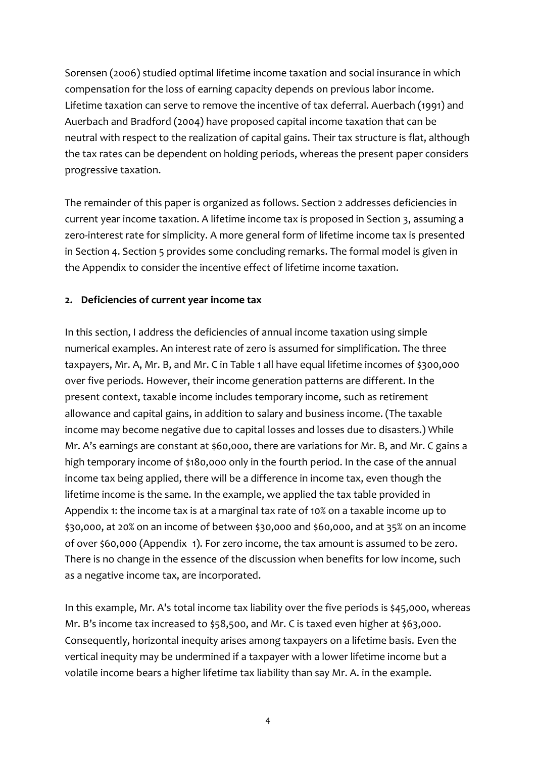Sorensen (2006) studied optimal lifetime income taxation and social insurance in which compensation for the loss of earning capacity depends on previous labor income. Lifetime taxation can serve to remove the incentive of tax deferral. Auerbach (1991) and Auerbach and Bradford (2004) have proposed capital income taxation that can be neutral with respect to the realization of capital gains. Their tax structure is flat, although the tax rates can be dependent on holding periods, whereas the present paper considers progressive taxation.

The remainder of this paper is organized as follows. Section 2 addresses deficiencies in current year income taxation. A lifetime income tax is proposed in Section 3, assuming a zero-interest rate for simplicity. A more general form of lifetime income tax is presented in Section 4. Section 5 provides some concluding remarks. The formal model is given in the Appendix to consider the incentive effect of lifetime income taxation.

## 2. Deficiencies of current year income tax

In this section, I address the deficiencies of annual income taxation using simple numerical examples. An interest rate of zero is assumed for simplification. The three taxpayers, Mr. A, Mr. B, and Mr. C in Table 1 all have equal lifetime incomes of $300,000 over five periods. However, their income generation patterns are different. In the present context, taxable income includes temporary income, such as retirement allowance and capital gains, in addition to salary and business income. (The taxable income may become negative due to capital losses and losses due to disasters.) While Mr. A's earnings are constant at $60,000, there are variations for Mr. B, and Mr. C gains a high temporary income of $180,000 only in the fourth period. In the case of the annual income tax being applied, there will be a difference in income tax, even though the lifetime income is the same. In the example, we applied the tax table provided in Appendix 1: the income tax is at a marginal tax rate of 10% on a taxable income up to $30,000, at 20% on an income of between $30,000 and $60,000, and at 35% on an income of over $60,000 (Appendix 1). For zero income, the tax amount is assumed to be zero. There is no change in the essence of the discussion when benefits for low income, such as a negative income tax, are incorporated.

In this example, Mr. A's total income tax liability over the five periods is $45,000, whereas Mr. B's income tax increased to $58,500, and Mr. C is taxed even higher at $63,000. Consequently, horizontal inequity arises among taxpayers on a lifetime basis. Even the vertical inequity may be undermined if a taxpayer with a lower lifetime income but a volatile income bears a higher lifetime tax liability than say Mr. A. in the example.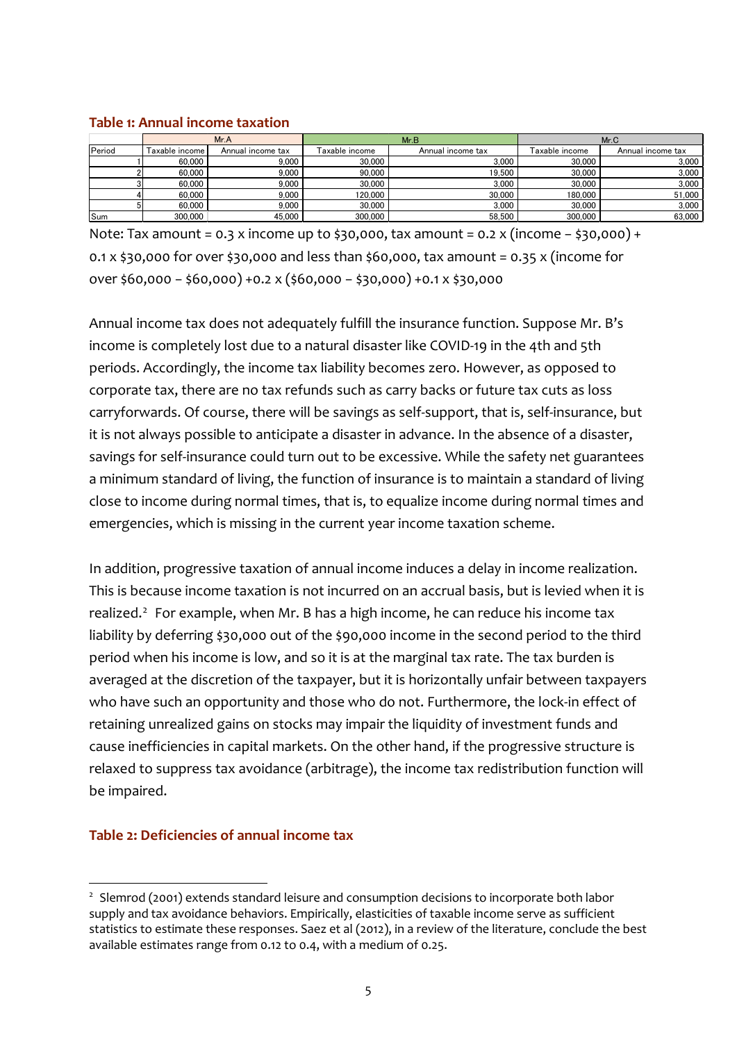**Table 1: Annual income taxation**

| | Mr.A | | Mr.B | | Mr.C | |
|---|---|---|---|---|---|---|
| Period | Taxable income | Annual income tax | Taxable income | Annual income tax | Taxable income | Annual income tax |
| 1 | 60,000 | 9,000 | 30,000 | 3,000 | 30,000 | 3,000 |
| 2 | 60,000 | 9,000 | 90,000 | 19,500 | 30,000 | 3,000 |
| 3 | 60,000 | 9,000 | 30,000 | 3,000 | 30,000 | 3,000 |
| 4 | 60,000 | 9,000 | 120,000 | 30,000 | 180,000 | 51,000 |
| 5 | 60,000 | 9,000 | 30,000 | 3,000 | 30,000 | 3,000 |
| Sum | 300,000 | 45,000 | 300,000 | 58,500 | 300,000 | 63,000 |

Note: Tax amount = 0.3 x income up to $30,000, tax amount = 0.2 x (income – $30,000) + 0.1 x $30,000 for over $30,000 and less than $60,000, tax amount = 0.35 x (income for over $60,000 – $60,000) +0.2 x ($60,000 – $30,000) +0.1 x $30,000

Annual income tax does not adequately fulfill the insurance function. Suppose Mr. B's income is completely lost due to a natural disaster like COVID-19 in the 4th and 5th periods. Accordingly, the income tax liability becomes zero. However, as opposed to corporate tax, there are no tax refunds such as carry backs or future tax cuts as loss carryforwards. Of course, there will be savings as self-support, that is, self-insurance, but it is not always possible to anticipate a disaster in advance. In the absence of a disaster, savings for self-insurance could turn out to be excessive. While the safety net guarantees a minimum standard of living, the function of insurance is to maintain a standard of living close to income during normal times, that is, to equalize income during normal times and emergencies, which is missing in the current year income taxation scheme.

In addition, progressive taxation of annual income induces a delay in income realization. This is because income taxation is not incurred on an accrual basis, but is levied when it is realized.[2] For example, when Mr. B has a high income, he can reduce his income tax liability by deferring $30,000 out of the $90,000 income in the second period to the third period when his income is low, and so it is at the marginal tax rate. The tax burden is averaged at the discretion of the taxpayer, but it is horizontally unfair between taxpayers who have such an opportunity and those who do not. Furthermore, the lock-in effect of retaining unrealized gains on stocks may impair the liquidity of investment funds and cause inefficiencies in capital markets. On the other hand, if the progressive structure is relaxed to suppress tax avoidance (arbitrage), the income tax redistribution function will be impaired.

**Table 2: Deficiencies of annual income tax**

[2] Slemrod (2001) extends standard leisure and consumption decisions to incorporate both labor supply and tax avoidance behaviors. Empirically, elasticities of taxable income serve as sufficient statistics to estimate these responses. Saez et al (2012), in a review of the literature, conclude the best available estimates range from 0.12 to 0.4, with a medium of 0.25.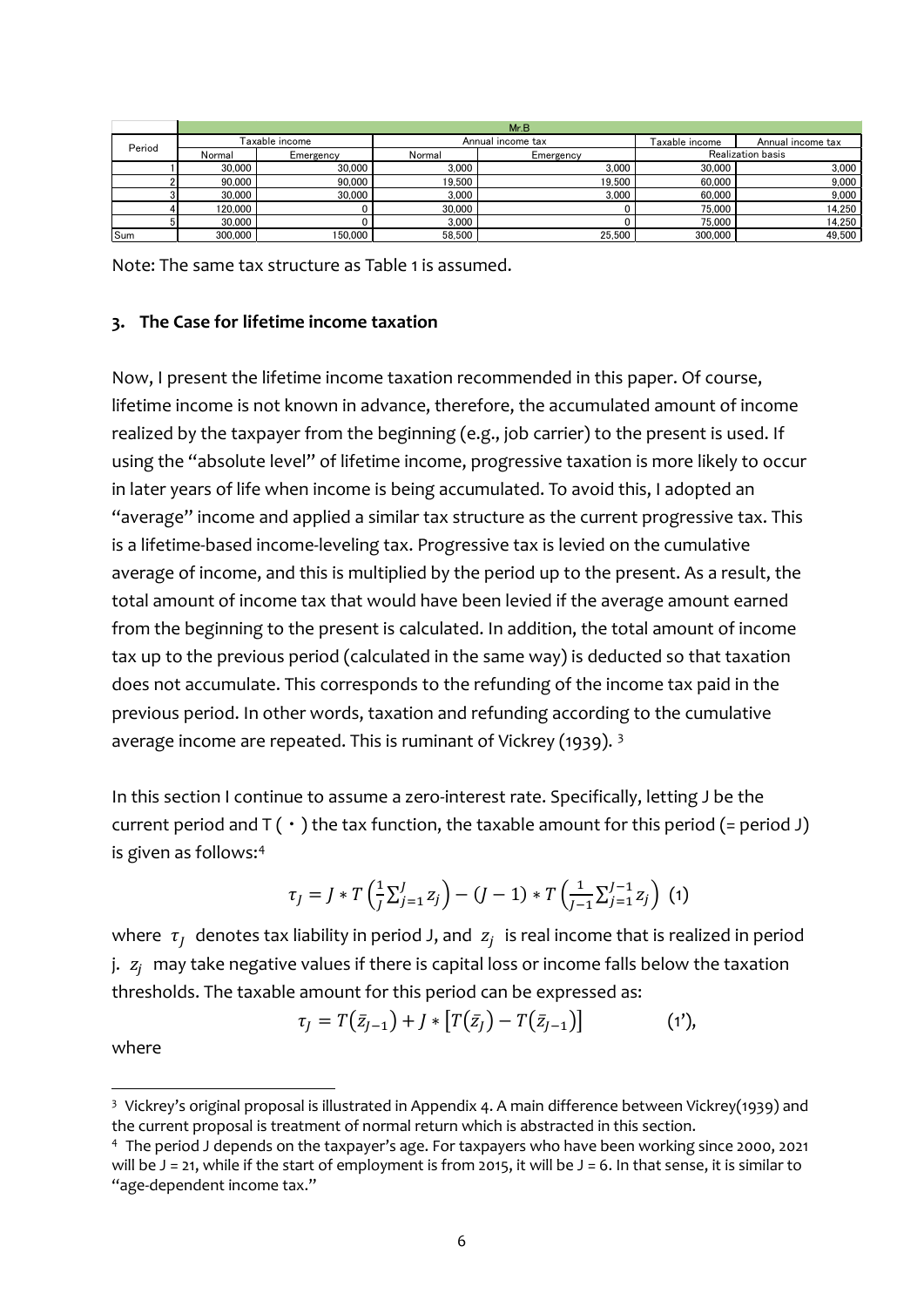| Period | Mr.B | | | | | |
|---|---|---|---|---|---|---|
| | Taxable income | | Annual income tax | | Taxable income | Annual income tax |
| | Normal | Emergency | Normal | Emergency | Realization basis | |
| 1 | 30,000 | 30,000 | 3,000 | 3,000 | 30,000 | 3,000 |
| 2 | 90,000 | 90,000 | 19,500 | 19,500 | 60,000 | 9,000 |
| 3 | 30,000 | 30,000 | 3,000 | 3,000 | 60,000 | 9,000 |
| 4 | 120,000 | 0 | 30,000 | 0 | 75,000 | 14,250 |
| 5 | 30,000 | 0 | 3,000 | 0 | 75,000 | 14,250 |
| Sum | 300,000 | 150,000 | 58,500 | 25,500 | 300,000 | 49,500 |

Note: The same tax structure as Table 1 is assumed.

### 3. The Case for lifetime income taxation

Now, I present the lifetime income taxation recommended in this paper. Of course, lifetime income is not known in advance, therefore, the accumulated amount of income realized by the taxpayer from the beginning (e.g., job carrier) to the present is used. If using the "absolute level" of lifetime income, progressive taxation is more likely to occur in later years of life when income is being accumulated. To avoid this, I adopted an "average" income and applied a similar tax structure as the current progressive tax. This is a lifetime-based income-leveling tax. Progressive tax is levied on the cumulative average of income, and this is multiplied by the period up to the present. As a result, the total amount of income tax that would have been levied if the average amount earned from the beginning to the present is calculated. In addition, the total amount of income tax up to the previous period (calculated in the same way) is deducted so that taxation does not accumulate. This corresponds to the refunding of the income tax paid in the previous period. In other words, taxation and refunding according to the cumulative average income are repeated. This is ruminant of Vickrey (1939). [3]

In this section I continue to assume a zero-interest rate. Specifically, letting J be the current period and T ( ・ ) the tax function, the taxable amount for this period (= period J) is given as follows:[4]

$$\tau_J = J * T\left(\frac{1}{J}\sum_{j=1}^{J} z_j\right) - (J-1) * T\left(\frac{1}{J-1}\sum_{j=1}^{J-1} z_j\right) \quad (1)$$

where $\tau_J$ denotes tax liability in period J, and $z_j$ is real income that is realized in period j. $z_j$ may take negative values if there is capital loss or income falls below the taxation thresholds. The taxable amount for this period can be expressed as:

$$\tau_J = T(\bar{z}_{J-1}) + J * \left[T(\bar{z}_J) - T(\bar{z}_{J-1})\right] \qquad (1'),$$

where

[3] Vickrey's original proposal is illustrated in Appendix 4. A main difference between Vickrey(1939) and the current proposal is treatment of normal return which is abstracted in this section.

[4] The period J depends on the taxpayer's age. For taxpayers who have been working since 2000, 2021 will be J = 21, while if the start of employment is from 2015, it will be J = 6. In that sense, it is similar to "age-dependent income tax."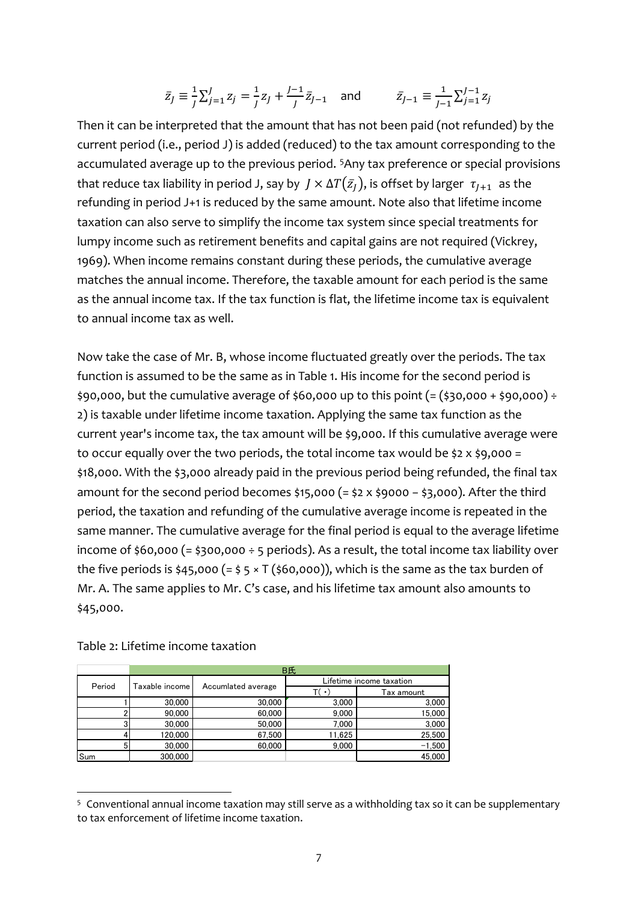$$\bar{z}_J \equiv \frac{1}{J}\sum_{j=1}^{J} z_j = \frac{1}{J} z_J + \frac{J-1}{J}\bar{z}_{J-1} \quad \text{and} \qquad \bar{z}_{J-1} \equiv \frac{1}{J-1}\sum_{j=1}^{J-1} z_j$$

Then it can be interpreted that the amount that has not been paid (not refunded) by the current period (i.e., period J) is added (reduced) to the tax amount corresponding to the accumulated average up to the previous period. [5]Any tax preference or special provisions that reduce tax liability in period J, say by $J \times \Delta T(\bar{z}_J)$, is offset by larger $\tau_{J+1}$ as the refunding in period J+1 is reduced by the same amount. Note also that lifetime income taxation can also serve to simplify the income tax system since special treatments for lumpy income such as retirement benefits and capital gains are not required (Vickrey, 1969). When income remains constant during these periods, the cumulative average matches the annual income. Therefore, the taxable amount for each period is the same as the annual income tax. If the tax function is flat, the lifetime income tax is equivalent to annual income tax as well.

Now take the case of Mr. B, whose income fluctuated greatly over the periods. The tax function is assumed to be the same as in Table 1. His income for the second period is \$90,000, but the cumulative average of \$60,000 up to this point (= (\$30,000 + \$90,000) ÷ 2) is taxable under lifetime income taxation. Applying the same tax function as the current year's income tax, the tax amount will be \$9,000. If this cumulative average were to occur equally over the two periods, the total income tax would be \$2 x \$9,000 = \$18,000. With the \$3,000 already paid in the previous period being refunded, the final tax amount for the second period becomes \$15,000 (= \$2 x \$9000 – \$3,000). After the third period, the taxation and refunding of the cumulative average income is repeated in the same manner. The cumulative average for the final period is equal to the average lifetime income of \$60,000 (= \$300,000 ÷ 5 periods). As a result, the total income tax liability over the five periods is \$45,000 (= \$ 5 × T (\$60,000)), which is the same as the tax burden of Mr. A. The same applies to Mr. C's case, and his lifetime tax amount also amounts to \$45,000.

Table 2: Lifetime income taxation

| | B氏 | | | |
|---|---|---|---|---|
| Period | Taxable income | Accumlated average | Lifetime income taxation | |
| | | | T( • ) | Tax amount |
| 1 | 30,000 | 30,000 | 3,000 | 3,000 |
| 2 | 90,000 | 60,000 | 9,000 | 15,000 |
| 3 | 30,000 | 50,000 | 7,000 | 3,000 |
| 4 | 120,000 | 67,500 | 11,625 | 25,500 |
| 5 | 30,000 | 60,000 | 9,000 | −1,500 |
| Sum | 300,000 | | | 45,000 |

[5] Conventional annual income taxation may still serve as a withholding tax so it can be supplementary to tax enforcement of lifetime income taxation.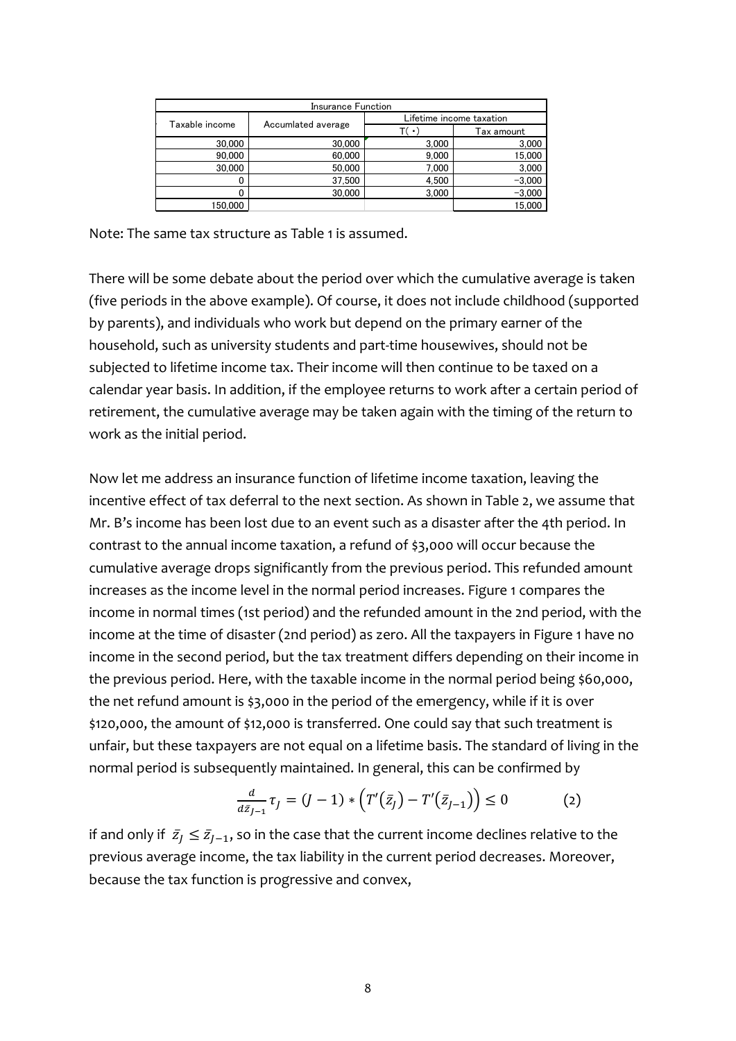| Insurance Function | | | |
|---|---|---|---|
| Taxable income | Accumlated average | Lifetime income taxation | |
| | | T( ･ ) | Tax amount |
| 30,000 | 30,000 | 3,000 | 3,000 |
| 90,000 | 60,000 | 9,000 | 15,000 |
| 30,000 | 50,000 | 7,000 | 3,000 |
| 0 | 37,500 | 4,500 | −3,000 |
| 0 | 30,000 | 3,000 | −3,000 |
| 150,000 | | | 15,000 |

Note: The same tax structure as Table 1 is assumed.

There will be some debate about the period over which the cumulative average is taken (five periods in the above example). Of course, it does not include childhood (supported by parents), and individuals who work but depend on the primary earner of the household, such as university students and part-time housewives, should not be subjected to lifetime income tax. Their income will then continue to be taxed on a calendar year basis. In addition, if the employee returns to work after a certain period of retirement, the cumulative average may be taken again with the timing of the return to work as the initial period.

Now let me address an insurance function of lifetime income taxation, leaving the incentive effect of tax deferral to the next section. As shown in Table 2, we assume that Mr. B's income has been lost due to an event such as a disaster after the 4th period. In contrast to the annual income taxation, a refund of $3,000 will occur because the cumulative average drops significantly from the previous period. This refunded amount increases as the income level in the normal period increases. Figure 1 compares the income in normal times (1st period) and the refunded amount in the 2nd period, with the income at the time of disaster (2nd period) as zero. All the taxpayers in Figure 1 have no income in the second period, but the tax treatment differs depending on their income in the previous period. Here, with the taxable income in the normal period being $60,000, the net refund amount is $3,000 in the period of the emergency, while if it is over $120,000, the amount of $12,000 is transferred. One could say that such treatment is unfair, but these taxpayers are not equal on a lifetime basis. The standard of living in the normal period is subsequently maintained. In general, this can be confirmed by

$$\frac{d}{d\bar{z}_{J-1}}\tau_J = (J-1) * \left(T'(\bar{z}_J) - T'(\bar{z}_{J-1})\right) \leq 0 \qquad (2)$$

if and only if $\bar{z}_J \leq \bar{z}_{J-1}$, so in the case that the current income declines relative to the previous average income, the tax liability in the current period decreases. Moreover, because the tax function is progressive and convex,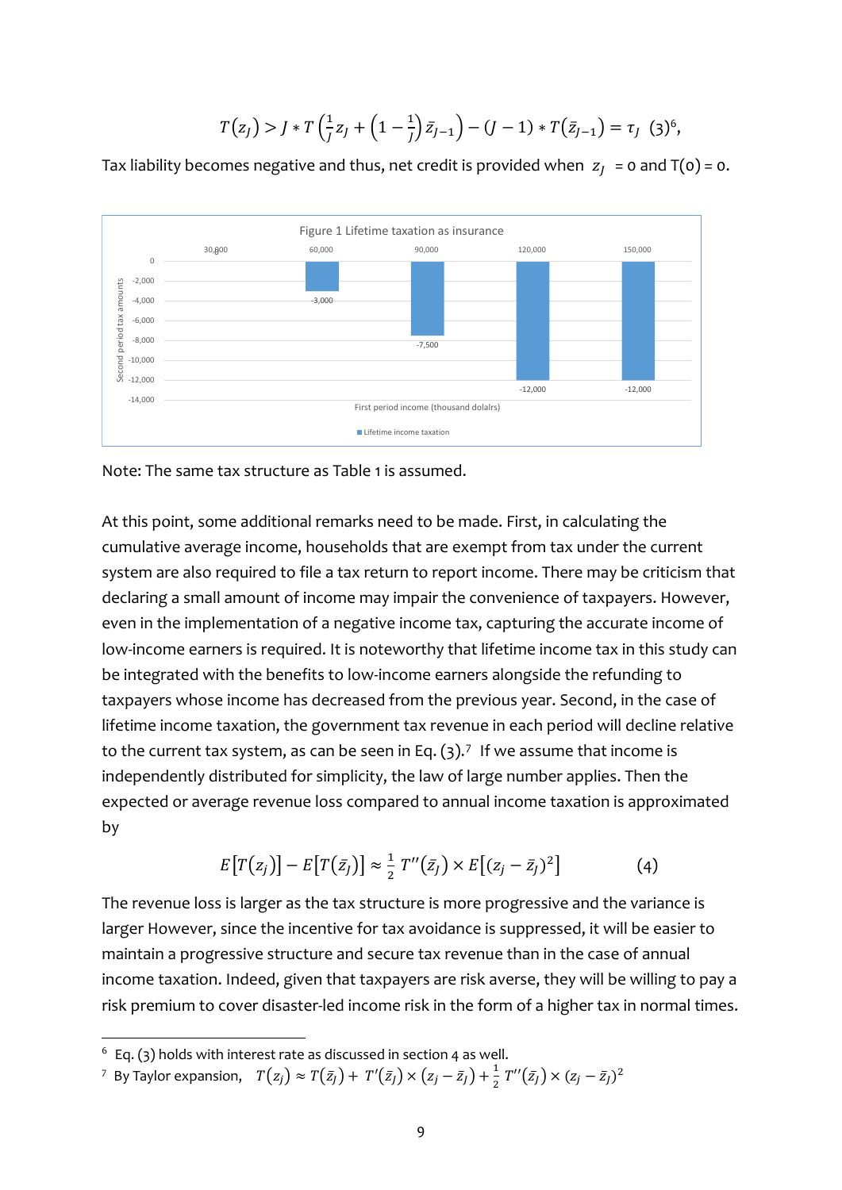$$T(z_J) > J * T\left(\frac{1}{J}z_J + \left(1 - \frac{1}{J}\right)\bar{z}_{J-1}\right) - (J-1) * T(\bar{z}_{J-1}) = \tau_J \quad (3)^{6},$$

Tax liability becomes negative and thus, net credit is provided when $z_J$ = 0 and T(0) = 0.

Figure 1 Lifetime taxation as insurance

| First period income (thousand dolalrs) | 30,000 | 60,000 | 90,000 | 120,000 | 150,000 |
|---|---|---|---|---|---|
| Lifetime income taxation (Second period tax amounts) | 0 | -3,000 | -7,500 | -12,000 | -12,000 |

Note: The same tax structure as Table 1 is assumed.

At this point, some additional remarks need to be made. First, in calculating the cumulative average income, households that are exempt from tax under the current system are also required to file a tax return to report income. There may be criticism that declaring a small amount of income may impair the convenience of taxpayers. However, even in the implementation of a negative income tax, capturing the accurate income of low-income earners is required. It is noteworthy that lifetime income tax in this study can be integrated with the benefits to low-income earners alongside the refunding to taxpayers whose income has decreased from the previous year. Second, in the case of lifetime income taxation, the government tax revenue in each period will decline relative to the current tax system, as can be seen in Eq. (3).[7] If we assume that income is independently distributed for simplicity, the law of large number applies. Then the expected or average revenue loss compared to annual income taxation is approximated by

$$E[T(z_j)] - E[T(\bar{z}_J)] \approx \frac{1}{2}T''(\bar{z}_J) \times E[(z_j - \bar{z}_J)^2] \qquad (4)$$

The revenue loss is larger as the tax structure is more progressive and the variance is larger However, since the incentive for tax avoidance is suppressed, it will be easier to maintain a progressive structure and secure tax revenue than in the case of annual income taxation. Indeed, given that taxpayers are risk averse, they will be willing to pay a risk premium to cover disaster-led income risk in the form of a higher tax in normal times.

[6] Eq. (3) holds with interest rate as discussed in section 4 as well.

[7] By Taylor expansion, $T(z_j) \approx T(\bar{z}_J) + T'(\bar{z}_J) \times (z_j - \bar{z}_J) + \frac{1}{2}T''(\bar{z}_J) \times (z_j - \bar{z}_J)^2$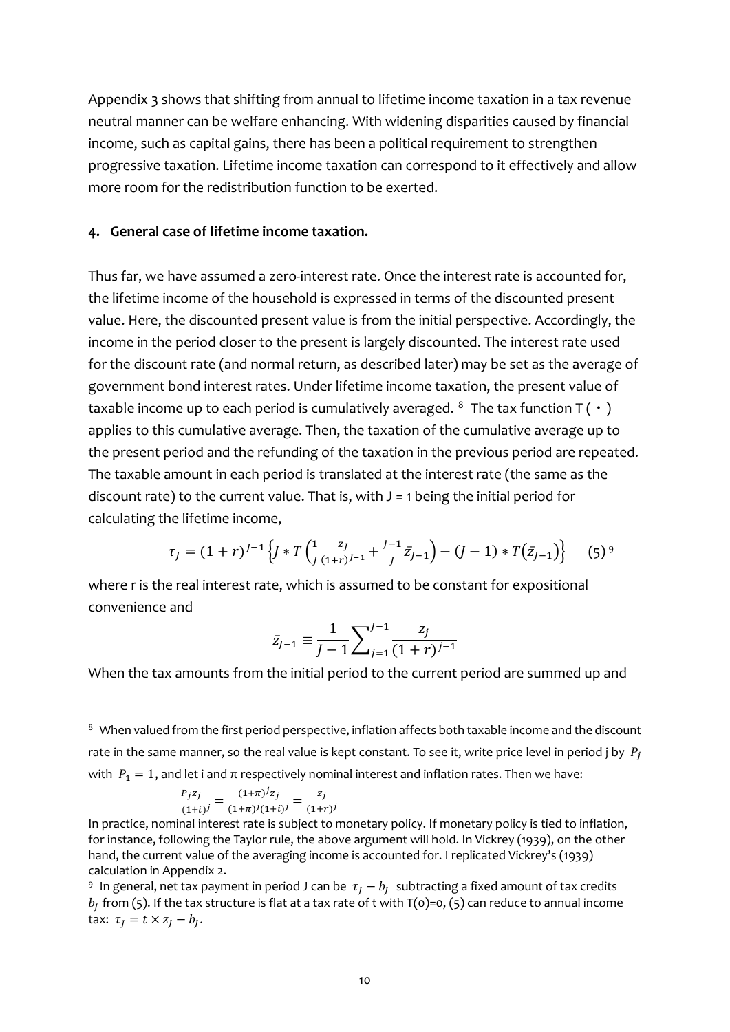Appendix 3 shows that shifting from annual to lifetime income taxation in a tax revenue neutral manner can be welfare enhancing. With widening disparities caused by financial income, such as capital gains, there has been a political requirement to strengthen progressive taxation. Lifetime income taxation can correspond to it effectively and allow more room for the redistribution function to be exerted.

## 4. General case of lifetime income taxation.

Thus far, we have assumed a zero-interest rate. Once the interest rate is accounted for, the lifetime income of the household is expressed in terms of the discounted present value. Here, the discounted present value is from the initial perspective. Accordingly, the income in the period closer to the present is largely discounted. The interest rate used for the discount rate (and normal return, as described later) may be set as the average of government bond interest rates. Under lifetime income taxation, the present value of taxable income up to each period is cumulatively averaged. [8] The tax function T ( ・ ) applies to this cumulative average. Then, the taxation of the cumulative average up to the present period and the refunding of the taxation in the previous period are repeated. The taxable amount in each period is translated at the interest rate (the same as the discount rate) to the current value. That is, with J = 1 being the initial period for calculating the lifetime income,

$$\tau_J = (1+r)^{J-1}\left\{J * T\left(\frac{1}{J}\frac{z_J}{(1+r)^{J-1}} + \frac{J-1}{J}\bar{z}_{J-1}\right) - (J-1) * T(\bar{z}_{J-1})\right\} \quad (5)^{9}$$

where r is the real interest rate, which is assumed to be constant for expositional convenience and

$$\bar{z}_{J-1} \equiv \frac{1}{J-1}\sum_{j=1}^{J-1}\frac{z_j}{(1+r)^{j-1}}$$

When the tax amounts from the initial period to the current period are summed up and

---

[8] When valued from the first period perspective, inflation affects both taxable income and the discount rate in the same manner, so the real value is kept constant. To see it, write price level in period j by $P_j$ with $P_1 = 1$, and let i and π respectively nominal interest and inflation rates. Then we have:

$$\frac{P_j z_j}{(1+i)^j} = \frac{(1+\pi)^j z_j}{(1+\pi)^j (1+i)^j} = \frac{z_j}{(1+r)^j}$$

In practice, nominal interest rate is subject to monetary policy. If monetary policy is tied to inflation, for instance, following the Taylor rule, the above argument will hold. In Vickrey (1939), on the other hand, the current value of the averaging income is accounted for. I replicated Vickrey's (1939) calculation in Appendix 2.

[9] In general, net tax payment in period J can be $\tau_J - b_J$ subtracting a fixed amount of tax credits $b_J$ from (5). If the tax structure is flat at a tax rate of t with T(0)=0, (5) can reduce to annual income tax: $\tau_J = t \times z_J - b_J$.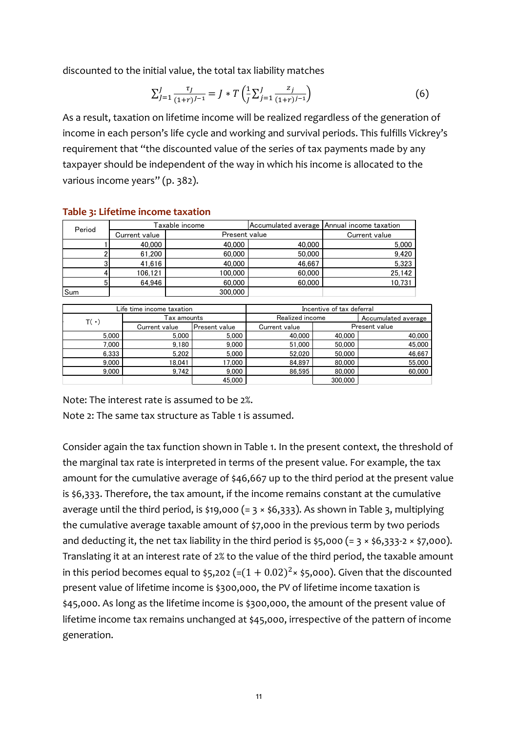discounted to the initial value, the total tax liability matches

$$\sum_{J=1}^{J} \frac{\tau_J}{(1+r)^{J-1}} = J * T\left(\frac{1}{J}\sum_{j=1}^{J} \frac{z_j}{(1+r)^{j-1}}\right) \tag{6}$$

As a result, taxation on lifetime income will be realized regardless of the generation of income in each person's life cycle and working and survival periods. This fulfills Vickrey's requirement that "the discounted value of the series of tax payments made by any taxpayer should be independent of the way in which his income is allocated to the various income years" (p. 382).

### Table 3: Lifetime income taxation

| Period | Taxable income | | Accumulated average | Annual income taxation |
|---|---|---|---|---|
| | Current value | Present value | | Current value |
| 1 | 40,000 | 40,000 | 40,000 | 5,000 |
| 2 | 61,200 | 60,000 | 50,000 | 9,420 |
| 3 | 41,616 | 40,000 | 46,667 | 5,323 |
| 4 | 106,121 | 100,000 | 60,000 | 25,142 |
| 5 | 64,946 | 60,000 | 60,000 | 10,731 |
| Sum | | 300,000 | | |

| Life time income taxation | | | Incentive of tax deferral | | |
|---|---|---|---|---|---|
| T( ･) | Tax amounts | | Realized income | | Accumulated average |
| | Current value | Present value | Current value | Present value | |
| 5,000 | 5,000 | 5,000 | 40,000 | 40,000 | 40,000 |
| 7,000 | 9,180 | 9,000 | 51,000 | 50,000 | 45,000 |
| 6,333 | 5,202 | 5,000 | 52,020 | 50,000 | 46,667 |
| 9,000 | 18,041 | 17,000 | 84,897 | 80,000 | 55,000 |
| 9,000 | 9,742 | 9,000 | 86,595 | 80,000 | 60,000 |
| | | 45,000 | | 300,000 | |

Note: The interest rate is assumed to be 2%.

Note 2: The same tax structure as Table 1 is assumed.

Consider again the tax function shown in Table 1. In the present context, the threshold of the marginal tax rate is interpreted in terms of the present value. For example, the tax amount for the cumulative average of \$46,667 up to the third period at the present value is \$6,333. Therefore, the tax amount, if the income remains constant at the cumulative average until the third period, is \$19,000 (= 3 × \$6,333). As shown in Table 3, multiplying the cumulative average taxable amount of \$7,000 in the previous term by two periods and deducting it, the net tax liability in the third period is \$5,000 (= 3 × \$6,333-2 × \$7,000). Translating it at an interest rate of 2% to the value of the third period, the taxable amount in this period becomes equal to \$5,202 (=$(1 + 0.02)^2$× \$5,000). Given that the discounted present value of lifetime income is \$300,000, the PV of lifetime income taxation is \$45,000. As long as the lifetime income is \$300,000, the amount of the present value of lifetime income tax remains unchanged at \$45,000, irrespective of the pattern of income generation.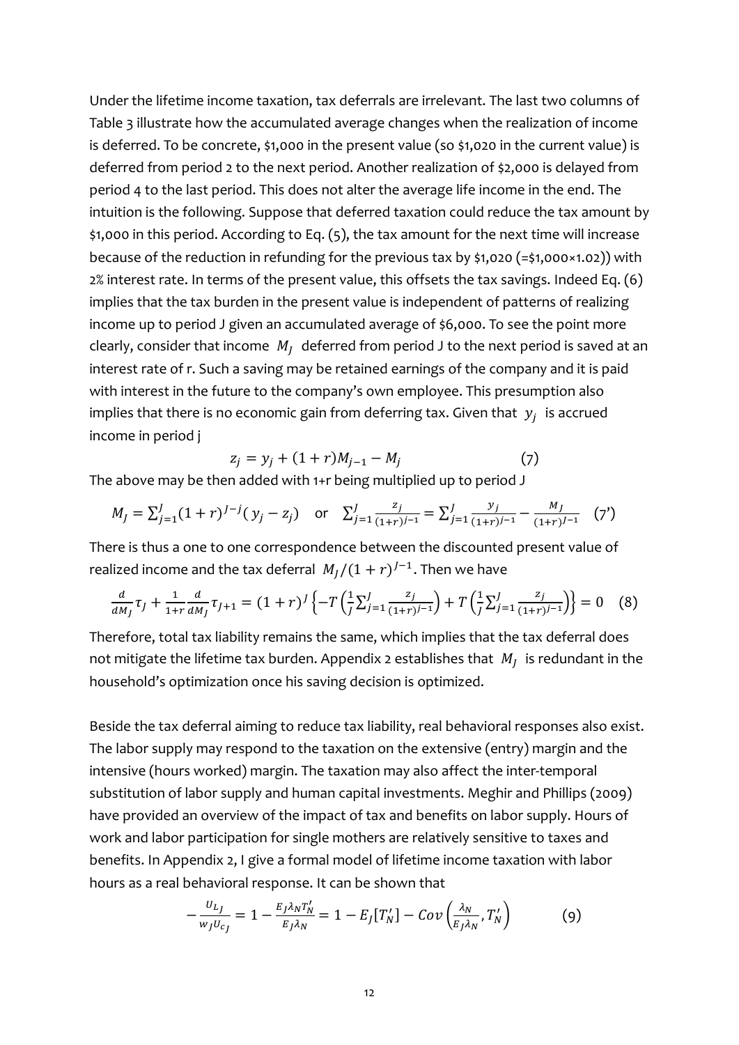Under the lifetime income taxation, tax deferrals are irrelevant. The last two columns of Table 3 illustrate how the accumulated average changes when the realization of income is deferred. To be concrete, \$1,000 in the present value (so \$1,020 in the current value) is deferred from period 2 to the next period. Another realization of \$2,000 is delayed from period 4 to the last period. This does not alter the average life income in the end. The intuition is the following. Suppose that deferred taxation could reduce the tax amount by \$1,000 in this period. According to Eq. (5), the tax amount for the next time will increase because of the reduction in refunding for the previous tax by \$1,020 (=\$1,000×1.02)) with 2% interest rate. In terms of the present value, this offsets the tax savings. Indeed Eq. (6) implies that the tax burden in the present value is independent of patterns of realizing income up to period J given an accumulated average of \$6,000. To see the point more clearly, consider that income $M_J$ deferred from period J to the next period is saved at an interest rate of r. Such a saving may be retained earnings of the company and it is paid with interest in the future to the company's own employee. This presumption also implies that there is no economic gain from deferring tax. Given that $y_j$ is accrued income in period j

$$z_j = y_j + (1+r)M_{j-1} - M_j \qquad (7)$$

The above may be then added with 1+r being multiplied up to period J

$$M_J = \sum_{j=1}^{J}(1+r)^{J-j}(y_j - z_j) \quad \text{or} \quad \sum_{j=1}^{J}\frac{z_j}{(1+r)^{j-1}} = \sum_{j=1}^{J}\frac{y_j}{(1+r)^{j-1}} - \frac{M_J}{(1+r)^{J-1}} \quad (7')$$

There is thus a one to one correspondence between the discounted present value of realized income and the tax deferral $M_J/(1+r)^{J-1}$. Then we have

$$\frac{d}{dM_J}\tau_J + \frac{1}{1+r}\frac{d}{dM_J}\tau_{J+1} = (1+r)^J\left\{-T'\left(\frac{1}{J}\sum_{j=1}^{J}\frac{z_j}{(1+r)^{j-1}}\right) + T'\left(\frac{1}{J}\sum_{j=1}^{J}\frac{z_j}{(1+r)^{j-1}}\right)\right\} = 0 \quad (8)$$

Therefore, total tax liability remains the same, which implies that the tax deferral does not mitigate the lifetime tax burden. Appendix 2 establishes that $M_J$ is redundant in the household's optimization once his saving decision is optimized.

Beside the tax deferral aiming to reduce tax liability, real behavioral responses also exist. The labor supply may respond to the taxation on the extensive (entry) margin and the intensive (hours worked) margin. The taxation may also affect the inter-temporal substitution of labor supply and human capital investments. Meghir and Phillips (2009) have provided an overview of the impact of tax and benefits on labor supply. Hours of work and labor participation for single mothers are relatively sensitive to taxes and benefits. In Appendix 2, I give a formal model of lifetime income taxation with labor hours as a real behavioral response. It can be shown that

$$-\frac{U_{L_J}}{w_J U_{c_J}} = 1 - \frac{E_J\lambda_N T_N'}{E_J\lambda_N} = 1 - E_J[T_N'] - Cov\left(\frac{\lambda_N}{E_J\lambda_N}, T_N'\right) \qquad (9)$$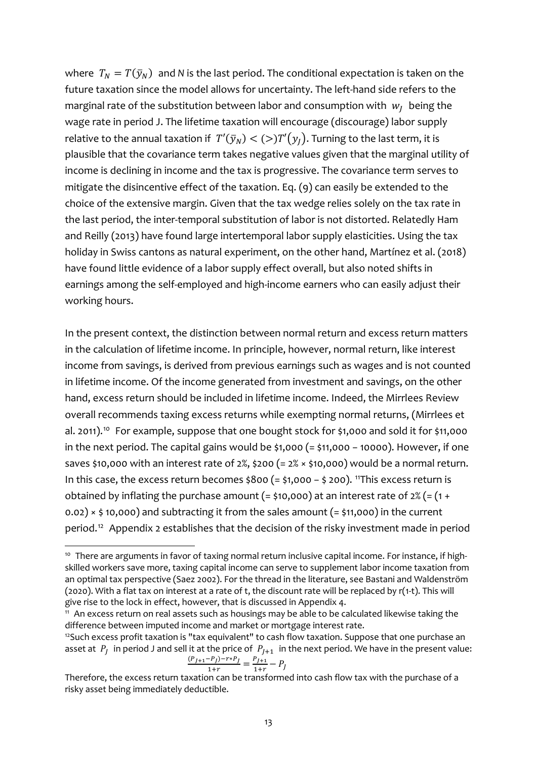where $T_N = T(\bar{y}_N)$ and *N* is the last period. The conditional expectation is taken on the future taxation since the model allows for uncertainty. The left-hand side refers to the marginal rate of the substitution between labor and consumption with $w_J$ being the wage rate in period J. The lifetime taxation will encourage (discourage) labor supply relative to the annual taxation if $T'(\bar{y}_N) < (>) T'(y_J)$. Turning to the last term, it is plausible that the covariance term takes negative values given that the marginal utility of income is declining in income and the tax is progressive. The covariance term serves to mitigate the disincentive effect of the taxation. Eq. (9) can easily be extended to the choice of the extensive margin. Given that the tax wedge relies solely on the tax rate in the last period, the inter-temporal substitution of labor is not distorted. Relatedly Ham and Reilly (2013) have found large intertemporal labor supply elasticities. Using the tax holiday in Swiss cantons as natural experiment, on the other hand, Martínez et al. (2018) have found little evidence of a labor supply effect overall, but also noted shifts in earnings among the self-employed and high-income earners who can easily adjust their working hours.

In the present context, the distinction between normal return and excess return matters in the calculation of lifetime income. In principle, however, normal return, like interest income from savings, is derived from previous earnings such as wages and is not counted in lifetime income. Of the income generated from investment and savings, on the other hand, excess return should be included in lifetime income. Indeed, the Mirrlees Review overall recommends taxing excess returns while exempting normal returns, (Mirrlees et al. 2011).[10] For example, suppose that one bought stock for \$1,000 and sold it for \$11,000 in the next period. The capital gains would be \$1,000 (= \$11,000 – 10000). However, if one saves \$10,000 with an interest rate of 2%, \$200 (= 2% × \$10,000) would be a normal return. In this case, the excess return becomes \$800 (= \$1,000 – \$ 200). [11]This excess return is obtained by inflating the purchase amount (= \$10,000) at an interest rate of 2% (= (1 + 0.02) × \$ 10,000) and subtracting it from the sales amount (= \$11,000) in the current period.[12] Appendix 2 establishes that the decision of the risky investment made in period

---

[10] There are arguments in favor of taxing normal return inclusive capital income. For instance, if high-skilled workers save more, taxing capital income can serve to supplement labor income taxation from an optimal tax perspective (Saez 2002). For the thread in the literature, see Bastani and Waldenström (2020). With a flat tax on interest at a rate of t, the discount rate will be replaced by r(1-t). This will give rise to the lock in effect, however, that is discussed in Appendix 4.

[11] An excess return on real assets such as housings may be able to be calculated likewise taking the difference between imputed income and market or mortgage interest rate.

[12] Such excess profit taxation is "tax equivalent" to cash flow taxation. Suppose that one purchase an asset at $P_J$ in period J and sell it at the price of $P_{J+1}$ in the next period. We have in the present value:

$$\frac{(P_{J+1} - P_J) - r * P_J}{1+r} = \frac{P_{J+1}}{1+r} - P_J$$

Therefore, the excess return taxation can be transformed into cash flow tax with the purchase of a risky asset being immediately deductible.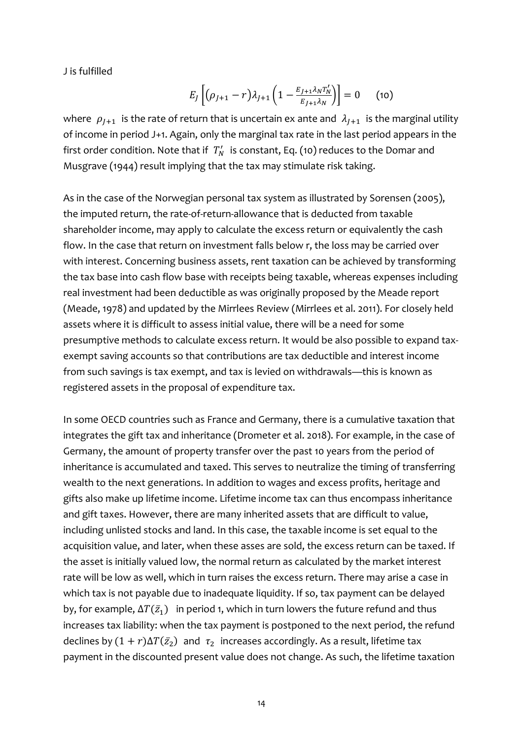J is fulfilled

$$E_J\left[(\rho_{J+1}-r)\lambda_{J+1}\left(1-\frac{E_{J+1}\lambda_N T_N'}{E_{J+1}\lambda_N}\right)\right]=0 \qquad (10)$$

where $\rho_{J+1}$ is the rate of return that is uncertain ex ante and $\lambda_{J+1}$ is the marginal utility of income in period J+1. Again, only the marginal tax rate in the last period appears in the first order condition. Note that if $T_N'$ is constant, Eq. (10) reduces to the Domar and Musgrave (1944) result implying that the tax may stimulate risk taking.

As in the case of the Norwegian personal tax system as illustrated by Sorensen (2005), the imputed return, the rate-of-return-allowance that is deducted from taxable shareholder income, may apply to calculate the excess return or equivalently the cash flow. In the case that return on investment falls below r, the loss may be carried over with interest. Concerning business assets, rent taxation can be achieved by transforming the tax base into cash flow base with receipts being taxable, whereas expenses including real investment had been deductible as was originally proposed by the Meade report (Meade, 1978) and updated by the Mirrlees Review (Mirrlees et al. 2011). For closely held assets where it is difficult to assess initial value, there will be a need for some presumptive methods to calculate excess return. It would be also possible to expand tax-exempt saving accounts so that contributions are tax deductible and interest income from such savings is tax exempt, and tax is levied on withdrawals—this is known as registered assets in the proposal of expenditure tax.

In some OECD countries such as France and Germany, there is a cumulative taxation that integrates the gift tax and inheritance (Drometer et al. 2018). For example, in the case of Germany, the amount of property transfer over the past 10 years from the period of inheritance is accumulated and taxed. This serves to neutralize the timing of transferring wealth to the next generations. In addition to wages and excess profits, heritage and gifts also make up lifetime income. Lifetime income tax can thus encompass inheritance and gift taxes. However, there are many inherited assets that are difficult to value, including unlisted stocks and land. In this case, the taxable income is set equal to the acquisition value, and later, when these asses are sold, the excess return can be taxed. If the asset is initially valued low, the normal return as calculated by the market interest rate will be low as well, which in turn raises the excess return. There may arise a case in which tax is not payable due to inadequate liquidity. If so, tax payment can be delayed by, for example, $\Delta T(\bar{z}_1)$ in period 1, which in turn lowers the future refund and thus increases tax liability: when the tax payment is postponed to the next period, the refund declines by $(1+r)\Delta T(\bar{z}_2)$ and $\tau_2$ increases accordingly. As a result, lifetime tax payment in the discounted present value does not change. As such, the lifetime taxation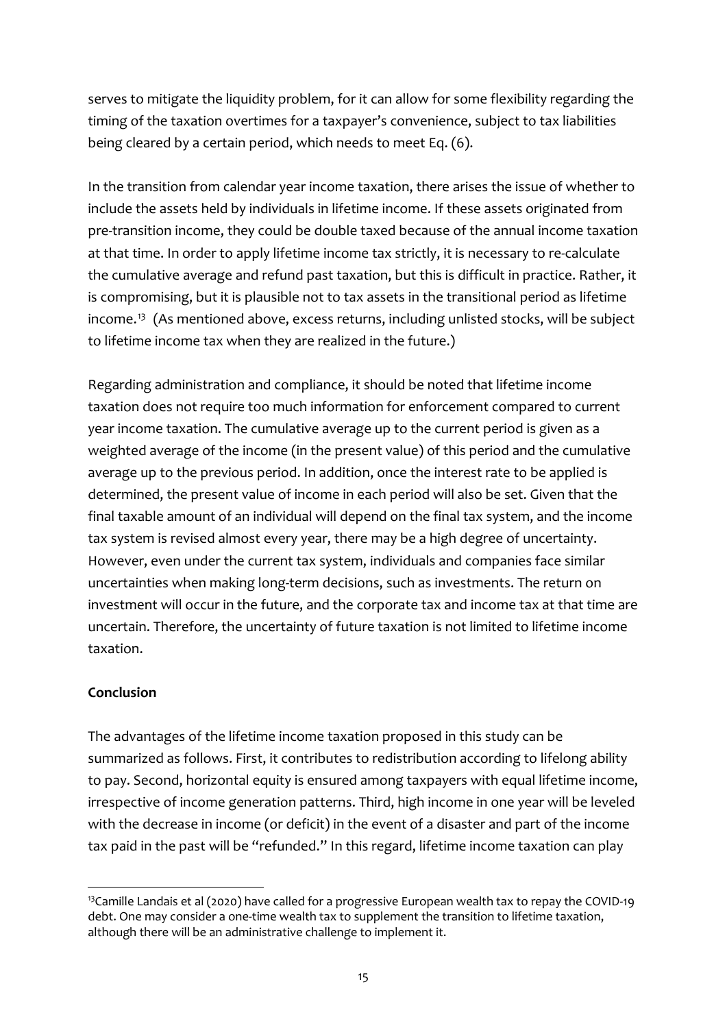serves to mitigate the liquidity problem, for it can allow for some flexibility regarding the timing of the taxation overtimes for a taxpayer's convenience, subject to tax liabilities being cleared by a certain period, which needs to meet Eq. (6).

In the transition from calendar year income taxation, there arises the issue of whether to include the assets held by individuals in lifetime income. If these assets originated from pre-transition income, they could be double taxed because of the annual income taxation at that time. In order to apply lifetime income tax strictly, it is necessary to re-calculate the cumulative average and refund past taxation, but this is difficult in practice. Rather, it is compromising, but it is plausible not to tax assets in the transitional period as lifetime income.[13] (As mentioned above, excess returns, including unlisted stocks, will be subject to lifetime income tax when they are realized in the future.)

Regarding administration and compliance, it should be noted that lifetime income taxation does not require too much information for enforcement compared to current year income taxation. The cumulative average up to the current period is given as a weighted average of the income (in the present value) of this period and the cumulative average up to the previous period. In addition, once the interest rate to be applied is determined, the present value of income in each period will also be set. Given that the final taxable amount of an individual will depend on the final tax system, and the income tax system is revised almost every year, there may be a high degree of uncertainty. However, even under the current tax system, individuals and companies face similar uncertainties when making long-term decisions, such as investments. The return on investment will occur in the future, and the corporate tax and income tax at that time are uncertain. Therefore, the uncertainty of future taxation is not limited to lifetime income taxation.

**Conclusion**

The advantages of the lifetime income taxation proposed in this study can be summarized as follows. First, it contributes to redistribution according to lifelong ability to pay. Second, horizontal equity is ensured among taxpayers with equal lifetime income, irrespective of income generation patterns. Third, high income in one year will be leveled with the decrease in income (or deficit) in the event of a disaster and part of the income tax paid in the past will be "refunded." In this regard, lifetime income taxation can play

[13] Camille Landais et al (2020) have called for a progressive European wealth tax to repay the COVID-19 debt. One may consider a one-time wealth tax to supplement the transition to lifetime taxation, although there will be an administrative challenge to implement it.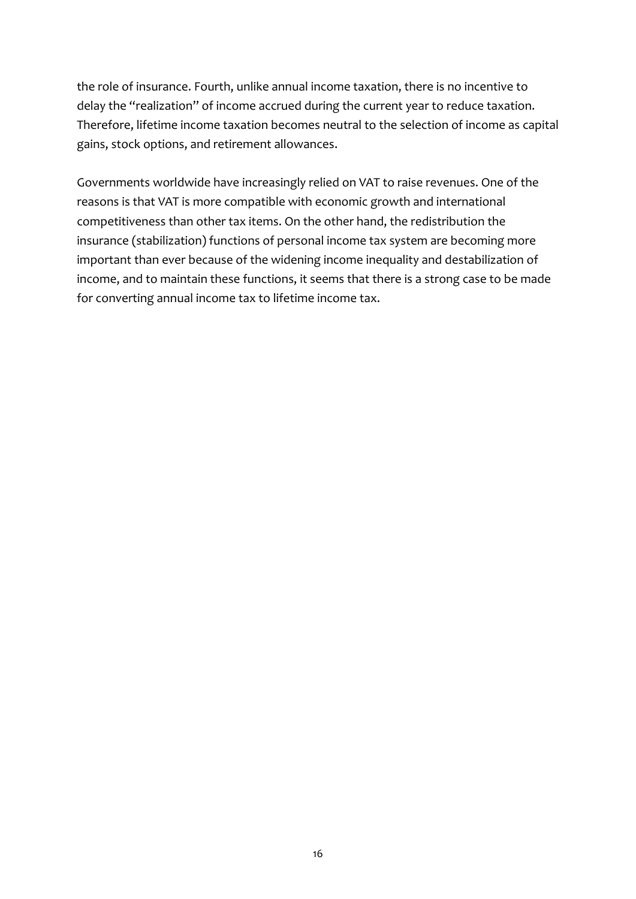the role of insurance. Fourth, unlike annual income taxation, there is no incentive to delay the "realization" of income accrued during the current year to reduce taxation. Therefore, lifetime income taxation becomes neutral to the selection of income as capital gains, stock options, and retirement allowances.

Governments worldwide have increasingly relied on VAT to raise revenues. One of the reasons is that VAT is more compatible with economic growth and international competitiveness than other tax items. On the other hand, the redistribution the insurance (stabilization) functions of personal income tax system are becoming more important than ever because of the widening income inequality and destabilization of income, and to maintain these functions, it seems that there is a strong case to be made for converting annual income tax to lifetime income tax.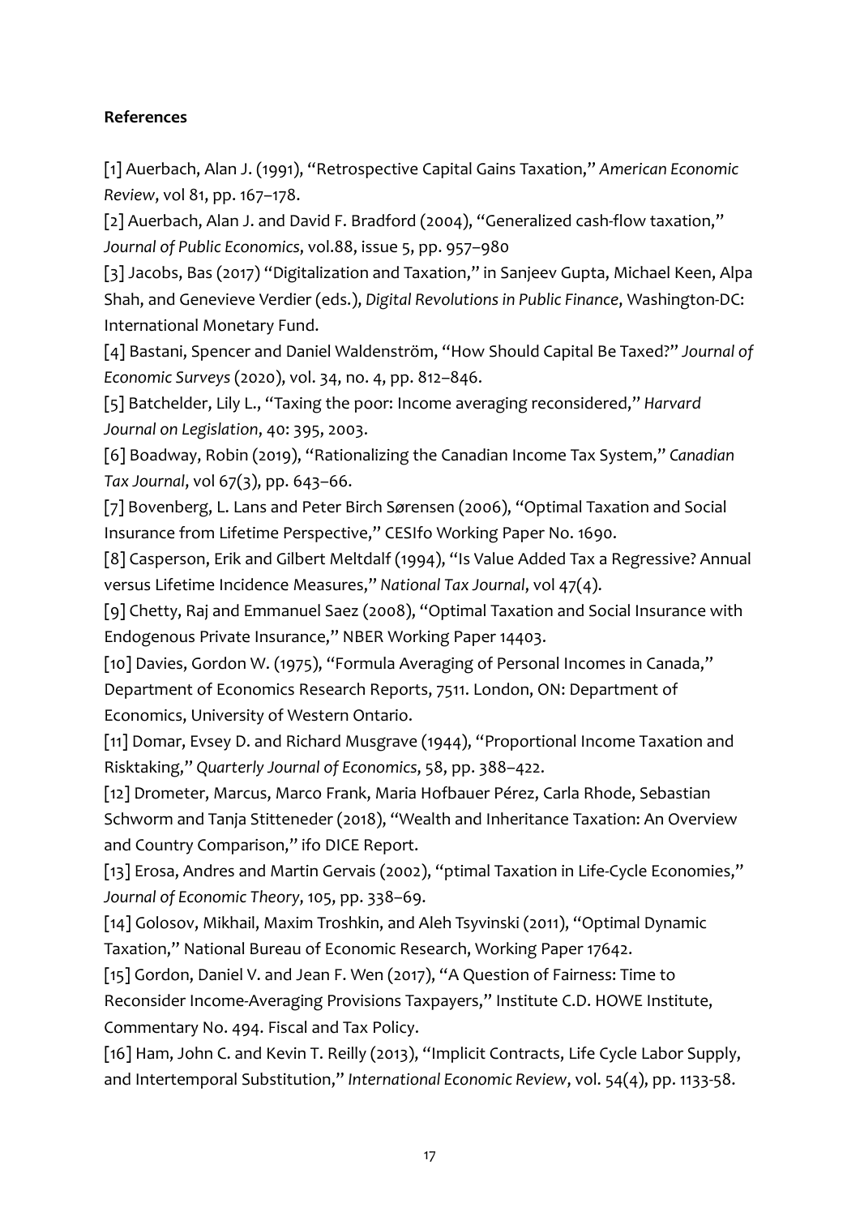**References**

[1] Auerbach, Alan J. (1991), "Retrospective Capital Gains Taxation," *American Economic Review*, vol 81, pp. 167–178.

[2] Auerbach, Alan J. and David F. Bradford (2004), "Generalized cash-flow taxation," *Journal of Public Economics*, vol.88, issue 5, pp. 957–980

[3] Jacobs, Bas (2017) "Digitalization and Taxation," in Sanjeev Gupta, Michael Keen, Alpa Shah, and Genevieve Verdier (eds.), *Digital Revolutions in Public Finance*, Washington-DC: International Monetary Fund.

[4] Bastani, Spencer and Daniel Waldenström, "How Should Capital Be Taxed?" *Journal of Economic Surveys* (2020), vol. 34, no. 4, pp. 812–846.

[5] Batchelder, Lily L., "Taxing the poor: Income averaging reconsidered," *Harvard Journal on Legislation*, 40: 395, 2003.

[6] Boadway, Robin (2019), "Rationalizing the Canadian Income Tax System," *Canadian Tax Journal*, vol 67(3), pp. 643–66.

[7] Bovenberg, L. Lans and Peter Birch Sørensen (2006), "Optimal Taxation and Social Insurance from Lifetime Perspective," CESIfo Working Paper No. 1690.

[8] Casperson, Erik and Gilbert Meltdalf (1994), "Is Value Added Tax a Regressive? Annual versus Lifetime Incidence Measures," *National Tax Journal*, vol 47(4).

[9] Chetty, Raj and Emmanuel Saez (2008), "Optimal Taxation and Social Insurance with Endogenous Private Insurance," NBER Working Paper 14403.

[10] Davies, Gordon W. (1975), "Formula Averaging of Personal Incomes in Canada," Department of Economics Research Reports, 7511. London, ON: Department of Economics, University of Western Ontario.

[11] Domar, Evsey D. and Richard Musgrave (1944), "Proportional Income Taxation and Risktaking," *Quarterly Journal of Economics*, 58, pp. 388–422.

[12] Drometer, Marcus, Marco Frank, Maria Hofbauer Pérez, Carla Rhode, Sebastian Schworm and Tanja Stitteneder (2018), "Wealth and Inheritance Taxation: An Overview and Country Comparison," ifo DICE Report.

[13] Erosa, Andres and Martin Gervais (2002), "ptimal Taxation in Life-Cycle Economies," *Journal of Economic Theory*, 105, pp. 338–69.

[14] Golosov, Mikhail, Maxim Troshkin, and Aleh Tsyvinski (2011), "Optimal Dynamic Taxation," National Bureau of Economic Research, Working Paper 17642.

[15] Gordon, Daniel V. and Jean F. Wen (2017), "A Question of Fairness: Time to Reconsider Income-Averaging Provisions Taxpayers," Institute C.D. HOWE Institute, Commentary No. 494. Fiscal and Tax Policy.

[16] Ham, John C. and Kevin T. Reilly (2013), "Implicit Contracts, Life Cycle Labor Supply, and Intertemporal Substitution," *International Economic Review*, vol. 54(4), pp. 1133-58.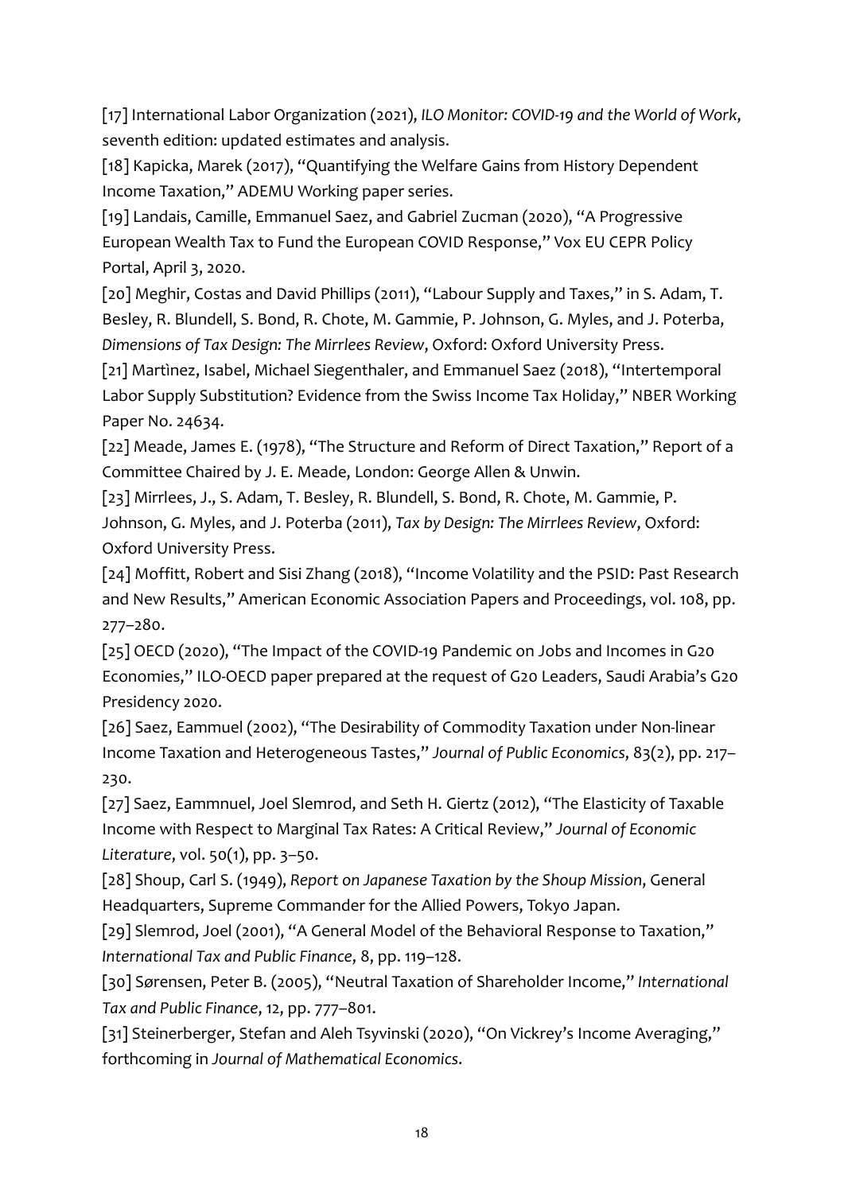[17] International Labor Organization (2021), *ILO Monitor: COVID-19 and the World of Work*, seventh edition: updated estimates and analysis.

[18] Kapicka, Marek (2017), "Quantifying the Welfare Gains from History Dependent Income Taxation," ADEMU Working paper series.

[19] Landais, Camille, Emmanuel Saez, and Gabriel Zucman (2020), "A Progressive European Wealth Tax to Fund the European COVID Response," Vox EU CEPR Policy Portal, April 3, 2020.

[20] Meghir, Costas and David Phillips (2011), "Labour Supply and Taxes," in S. Adam, T. Besley, R. Blundell, S. Bond, R. Chote, M. Gammie, P. Johnson, G. Myles, and J. Poterba, *Dimensions of Tax Design: The Mirrlees Review*, Oxford: Oxford University Press.

[21] Martìnez, Isabel, Michael Siegenthaler, and Emmanuel Saez (2018), "Intertemporal Labor Supply Substitution? Evidence from the Swiss Income Tax Holiday," NBER Working Paper No. 24634.

[22] Meade, James E. (1978), "The Structure and Reform of Direct Taxation," Report of a Committee Chaired by J. E. Meade, London: George Allen & Unwin.

[23] Mirrlees, J., S. Adam, T. Besley, R. Blundell, S. Bond, R. Chote, M. Gammie, P. Johnson, G. Myles, and J. Poterba (2011), *Tax by Design: The Mirrlees Review*, Oxford: Oxford University Press.

[24] Moffitt, Robert and Sisi Zhang (2018), "Income Volatility and the PSID: Past Research and New Results," American Economic Association Papers and Proceedings, vol. 108, pp. 277–280.

[25] OECD (2020), "The Impact of the COVID-19 Pandemic on Jobs and Incomes in G20 Economies," ILO-OECD paper prepared at the request of G20 Leaders, Saudi Arabia's G20 Presidency 2020.

[26] Saez, Eammuel (2002), "The Desirability of Commodity Taxation under Non-linear Income Taxation and Heterogeneous Tastes," *Journal of Public Economics*, 83(2), pp. 217–230.

[27] Saez, Eammnuel, Joel Slemrod, and Seth H. Giertz (2012), "The Elasticity of Taxable Income with Respect to Marginal Tax Rates: A Critical Review," *Journal of Economic Literature*, vol. 50(1), pp. 3–50.

[28] Shoup, Carl S. (1949), *Report on Japanese Taxation by the Shoup Mission*, General Headquarters, Supreme Commander for the Allied Powers, Tokyo Japan.

[29] Slemrod, Joel (2001), "A General Model of the Behavioral Response to Taxation," *International Tax and Public Finance*, 8, pp. 119–128.

[30] Sørensen, Peter B. (2005), "Neutral Taxation of Shareholder Income," *International Tax and Public Finance*, 12, pp. 777–801.

[31] Steinerberger, Stefan and Aleh Tsyvinski (2020), "On Vickrey's Income Averaging," forthcoming in *Journal of Mathematical Economics*.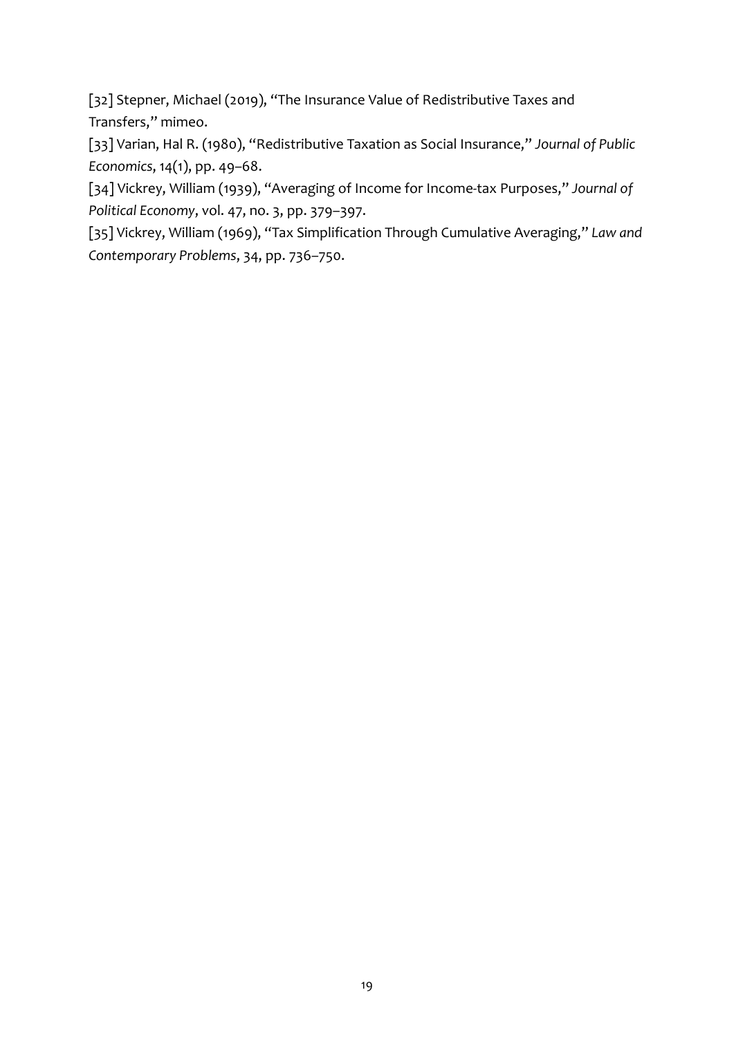[32] Stepner, Michael (2019), "The Insurance Value of Redistributive Taxes and Transfers," mimeo.

[33] Varian, Hal R. (1980), "Redistributive Taxation as Social Insurance," *Journal of Public Economics*, 14(1), pp. 49–68.

[34] Vickrey, William (1939), "Averaging of Income for Income-tax Purposes," *Journal of Political Economy*, vol. 47, no. 3, pp. 379–397.

[35] Vickrey, William (1969), "Tax Simplification Through Cumulative Averaging," *Law and Contemporary Problems*, 34, pp. 736–750.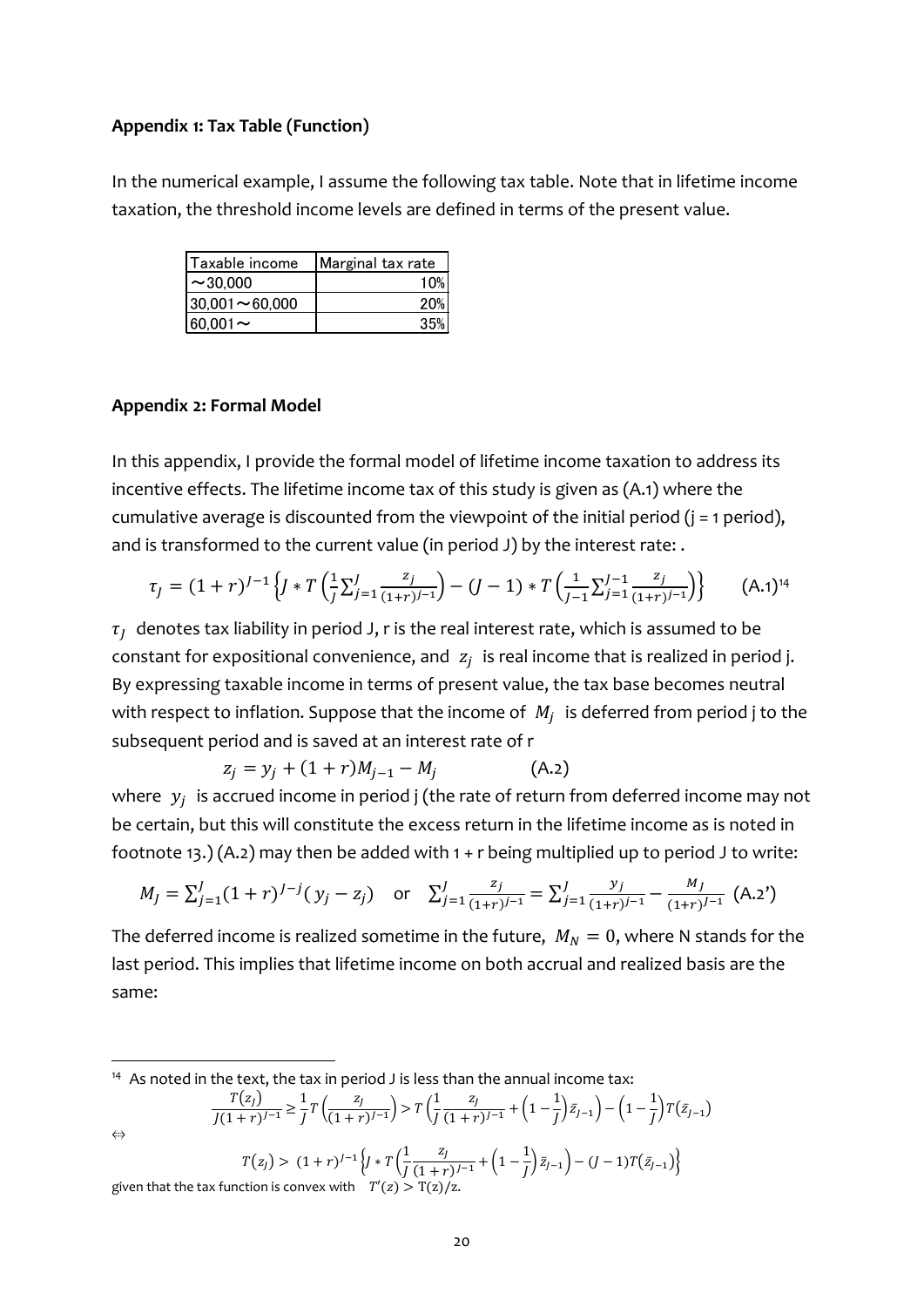**Appendix 1: Tax Table (Function)**

In the numerical example, I assume the following tax table. Note that in lifetime income taxation, the threshold income levels are defined in terms of the present value.

| Taxable income | Marginal tax rate |
|---|---|
| ～30,000 | 10% |
| 30,001～60,000 | 20% |
| 60,001～ | 35% |

**Appendix 2: Formal Model**

In this appendix, I provide the formal model of lifetime income taxation to address its incentive effects. The lifetime income tax of this study is given as (A.1) where the cumulative average is discounted from the viewpoint of the initial period (j = 1 period), and is transformed to the current value (in period J) by the interest rate: .

$$\tau_J = (1+r)^{J-1}\left\{J * T\left(\frac{1}{J}\sum_{j=1}^{J}\frac{z_j}{(1+r)^{j-1}}\right) - (J-1) * T\left(\frac{1}{J-1}\sum_{j=1}^{J-1}\frac{z_j}{(1+r)^{j-1}}\right)\right\} \quad \text{(A.1)[14]}$$

$\tau_J$ denotes tax liability in period J, r is the real interest rate, which is assumed to be constant for expositional convenience, and $z_j$ is real income that is realized in period j. By expressing taxable income in terms of present value, the tax base becomes neutral with respect to inflation. Suppose that the income of $M_j$ is deferred from period j to the subsequent period and is saved at an interest rate of r

$$z_j = y_j + (1+r)M_{j-1} - M_j \quad \text{(A.2)}$$

where $y_j$ is accrued income in period j (the rate of return from deferred income may not be certain, but this will constitute the excess return in the lifetime income as is noted in footnote 13.) (A.2) may then be added with 1 + r being multiplied up to period J to write:

$$M_J = \sum_{j=1}^{J}(1+r)^{J-j}(y_j - z_j) \quad \text{or} \quad \sum_{j=1}^{J}\frac{z_j}{(1+r)^{j-1}} = \sum_{j=1}^{J}\frac{y_j}{(1+r)^{j-1}} - \frac{M_J}{(1+r)^{J-1}} \quad \text{(A.2')}$$

The deferred income is realized sometime in the future, $M_N = 0$, where N stands for the last period. This implies that lifetime income on both accrual and realized basis are the same:

---

[14] As noted in the text, the tax in period J is less than the annual income tax:

$$\frac{T(z_J)}{J(1+r)^{J-1}} \geq \frac{1}{J}T\left(\frac{z_J}{(1+r)^{J-1}}\right) > T\left(\frac{1}{J}\frac{z_J}{(1+r)^{J-1}} + \left(1-\frac{1}{J}\right)\bar{z}_{J-1}\right) - \left(1-\frac{1}{J}\right)T(\bar{z}_{J-1})$$

$\Leftrightarrow$

$$T(z_J) > (1+r)^{J-1}\left\{J * T\left(\frac{1}{J}\frac{z_J}{(1+r)^{J-1}} + \left(1-\frac{1}{J}\right)\bar{z}_{J-1}\right) - (J-1)T(\bar{z}_{J-1})\right\}$$

given that the tax function is convex with $T'(z) > T(z)/z$.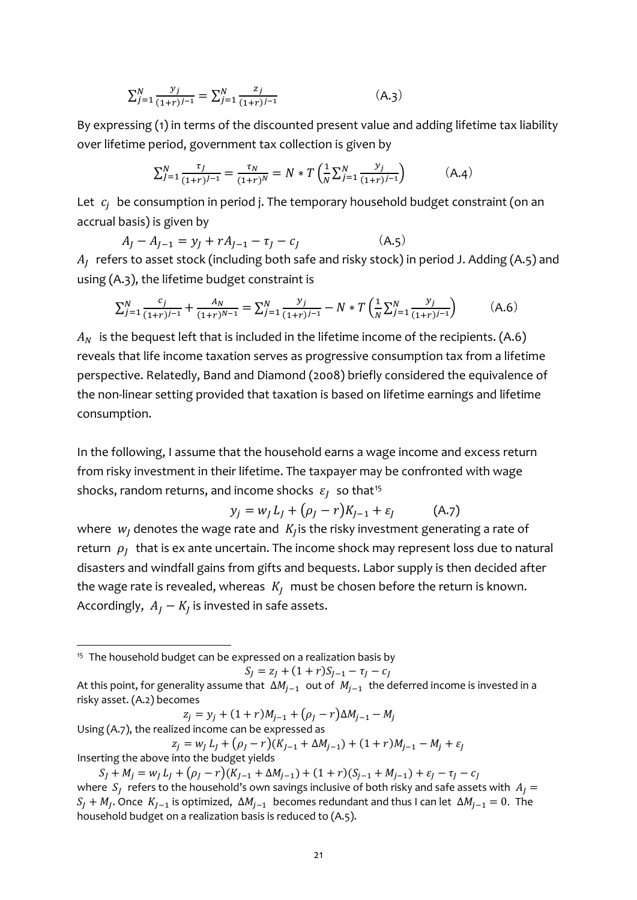$$\sum_{j=1}^{N} \frac{y_j}{(1+r)^{j-1}} = \sum_{j=1}^{N} \frac{z_j}{(1+r)^{j-1}} \qquad \text{(A.3)}$$

By expressing (1) in terms of the discounted present value and adding lifetime tax liability over lifetime period, government tax collection is given by

$$\sum_{J=1}^{N} \frac{\tau_J}{(1+r)^{J-1}} = \frac{\tau_N}{(1+r)^N} = N * T\left(\frac{1}{N}\sum_{j=1}^{N} \frac{y_j}{(1+r)^{j-1}}\right) \qquad \text{(A.4)}$$

Let $c_j$ be consumption in period j. The temporary household budget constraint (on an accrual basis) is given by

$$A_J - A_{J-1} = y_J + rA_{J-1} - \tau_J - c_J \qquad \text{(A.5)}$$

$A_J$ refers to asset stock (including both safe and risky stock) in period J. Adding (A.5) and using (A.3), the lifetime budget constraint is

$$\sum_{j=1}^{N} \frac{c_j}{(1+r)^{j-1}} + \frac{A_N}{(1+r)^{N-1}} = \sum_{j=1}^{N} \frac{y_j}{(1+r)^{j-1}} - N * T\left(\frac{1}{N}\sum_{j=1}^{N} \frac{y_j}{(1+r)^{j-1}}\right) \qquad \text{(A.6)}$$

$A_N$ is the bequest left that is included in the lifetime income of the recipients. (A.6) reveals that life income taxation serves as progressive consumption tax from a lifetime perspective. Relatedly, Band and Diamond (2008) briefly considered the equivalence of the non-linear setting provided that taxation is based on lifetime earnings and lifetime consumption.

In the following, I assume that the household earns a wage income and excess return from risky investment in their lifetime. The taxpayer may be confronted with wage shocks, random returns, and income shocks $\varepsilon_J$ so that[15]

$$y_j = w_J L_J + (\rho_J - r)K_{J-1} + \varepsilon_J \qquad \text{(A.7)}$$

where $w_J$ denotes the wage rate and $K_J$ is the risky investment generating a rate of return $\rho_J$ that is ex ante uncertain. The income shock may represent loss due to natural disasters and windfall gains from gifts and bequests. Labor supply is then decided after the wage rate is revealed, whereas $K_J$ must be chosen before the return is known. Accordingly, $A_J - K_J$ is invested in safe assets.

---

[15] The household budget can be expressed on a realization basis by

$$S_J = z_J + (1+r)S_{J-1} - \tau_J - c_J$$

At this point, for generality assume that $\Delta M_{j-1}$ out of $M_{j-1}$ the deferred income is invested in a risky asset. (A.2) becomes

$$z_j = y_j + (1+r)M_{j-1} + (\rho_J - r)\Delta M_{j-1} - M_j$$

Using (A.7), the realized income can be expressed as

$$z_j = w_J L_J + (\rho_J - r)(K_{J-1} + \Delta M_{j-1}) + (1+r)M_{j-1} - M_j + \varepsilon_J$$

Inserting the above into the budget yields

$$S_J + M_j = w_J L_J + (\rho_J - r)(K_{J-1} + \Delta M_{j-1}) + (1+r)(S_{j-1} + M_{j-1}) + \varepsilon_J - \tau_J - c_J$$

where $S_J$ refers to the household's own savings inclusive of both risky and safe assets with $A_J = S_J + M_J$. Once $K_{J-1}$ is optimized, $\Delta M_{j-1}$ becomes redundant and thus I can let $\Delta M_{j-1} = 0$. The household budget on a realization basis is reduced to (A.5).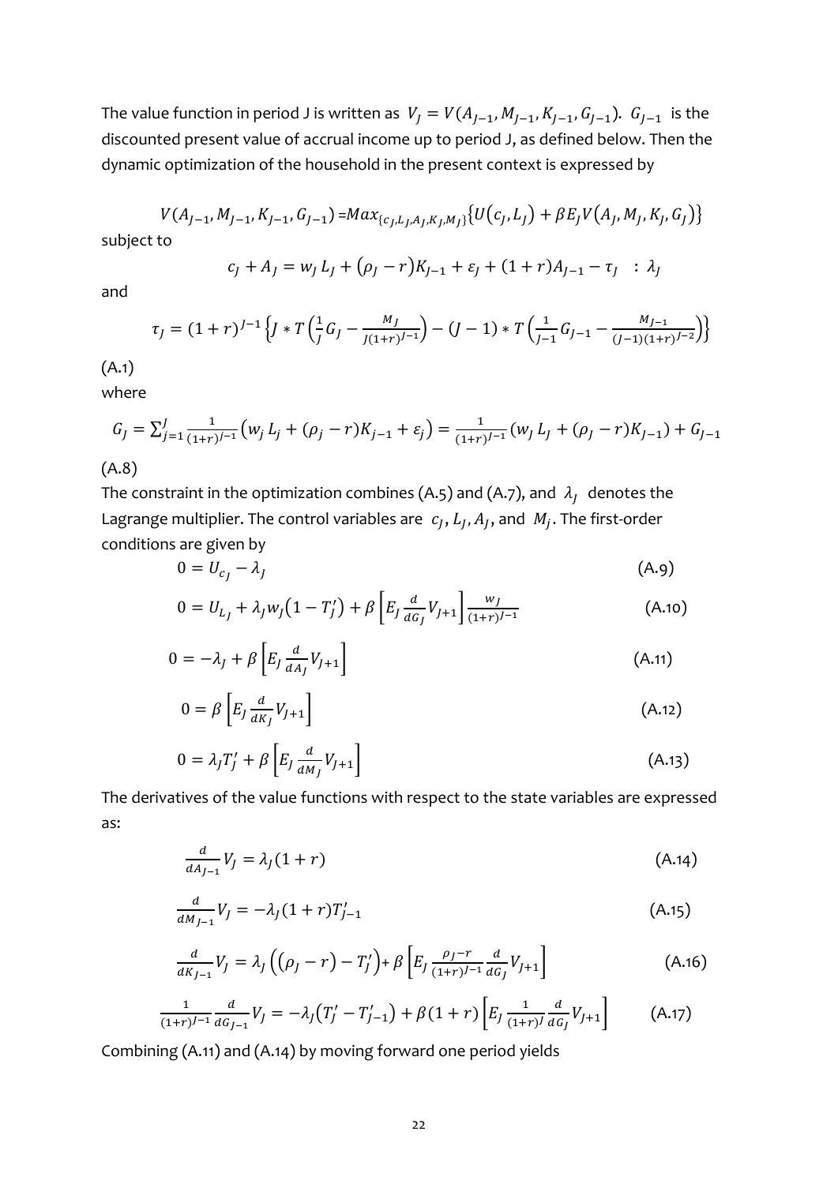The value function in period J is written as $V_J = V(A_{J-1}, M_{J-1}, K_{J-1}, G_{J-1})$. $G_{J-1}$ is the discounted present value of accrual income up to period J, as defined below. Then the dynamic optimization of the household in the present context is expressed by

$$V(A_{J-1}, M_{J-1}, K_{J-1}, G_{J-1}) = Max_{\{c_J, L_J, A_J, K_J, M_J\}}\{U(c_J, L_J) + \beta E_J V(A_J, M_J, K_J, G_J)\}$$

subject to

$$c_J + A_J = w_J L_J + (\rho_J - r)K_{J-1} + \varepsilon_J + (1+r)A_{J-1} - \tau_J \quad : \lambda_J$$

and

$$\tau_J = (1+r)^{J-1}\left\{J * T\left(\frac{1}{J}G_J - \frac{M_J}{J(1+r)^{J-1}}\right) - (J-1) * T\left(\frac{1}{J-1}G_{J-1} - \frac{M_{J-1}}{(J-1)(1+r)^{J-2}}\right)\right\}$$

(A.1)

where

$$G_J = \sum_{j=1}^{J} \frac{1}{(1+r)^{j-1}}\left(w_j L_j + (\rho_j - r)K_{j-1} + \varepsilon_j\right) = \frac{1}{(1+r)^{J-1}}(w_J L_J + (\rho_J - r)K_{J-1}) + G_{J-1}$$

(A.8)

The constraint in the optimization combines (A.5) and (A.7), and $\lambda_J$ denotes the Lagrange multiplier. The control variables are $c_J, L_J, A_J$, and $M_j$. The first-order conditions are given by

$$0 = U_{c_J} - \lambda_J \tag{A.9}$$

$$0 = U_{L_J} + \lambda_J w_J(1 - T_J') + \beta\left[E_J \frac{d}{dG_J}V_{J+1}\right]\frac{w_J}{(1+r)^{J-1}} \tag{A.10}$$

$$0 = -\lambda_J + \beta\left[E_J \frac{d}{dA_J}V_{J+1}\right] \tag{A.11}$$

$$0 = \beta\left[E_J \frac{d}{dK_J}V_{J+1}\right] \tag{A.12}$$

$$0 = \lambda_J T_J' + \beta\left[E_J \frac{d}{dM_J}V_{J+1}\right] \tag{A.13}$$

The derivatives of the value functions with respect to the state variables are expressed as:

$$\frac{d}{dA_{J-1}}V_J = \lambda_J(1+r) \tag{A.14}$$

$$\frac{d}{dM_{J-1}}V_J = -\lambda_J(1+r)T_{J-1}' \tag{A.15}$$

$$\frac{d}{dK_{J-1}}V_J = \lambda_J\left((\rho_J - r) - T_J'\right) + \beta\left[E_J \frac{\rho_J - r}{(1+r)^{J-1}}\frac{d}{dG_J}V_{J+1}\right] \tag{A.16}$$

$$\frac{1}{(1+r)^{J-1}}\frac{d}{dG_{J-1}}V_J = -\lambda_J(T_J' - T_{J-1}') + \beta(1+r)\left[E_J \frac{1}{(1+r)^J}\frac{d}{dG_J}V_{J+1}\right] \tag{A.17}$$

Combining (A.11) and (A.14) by moving forward one period yields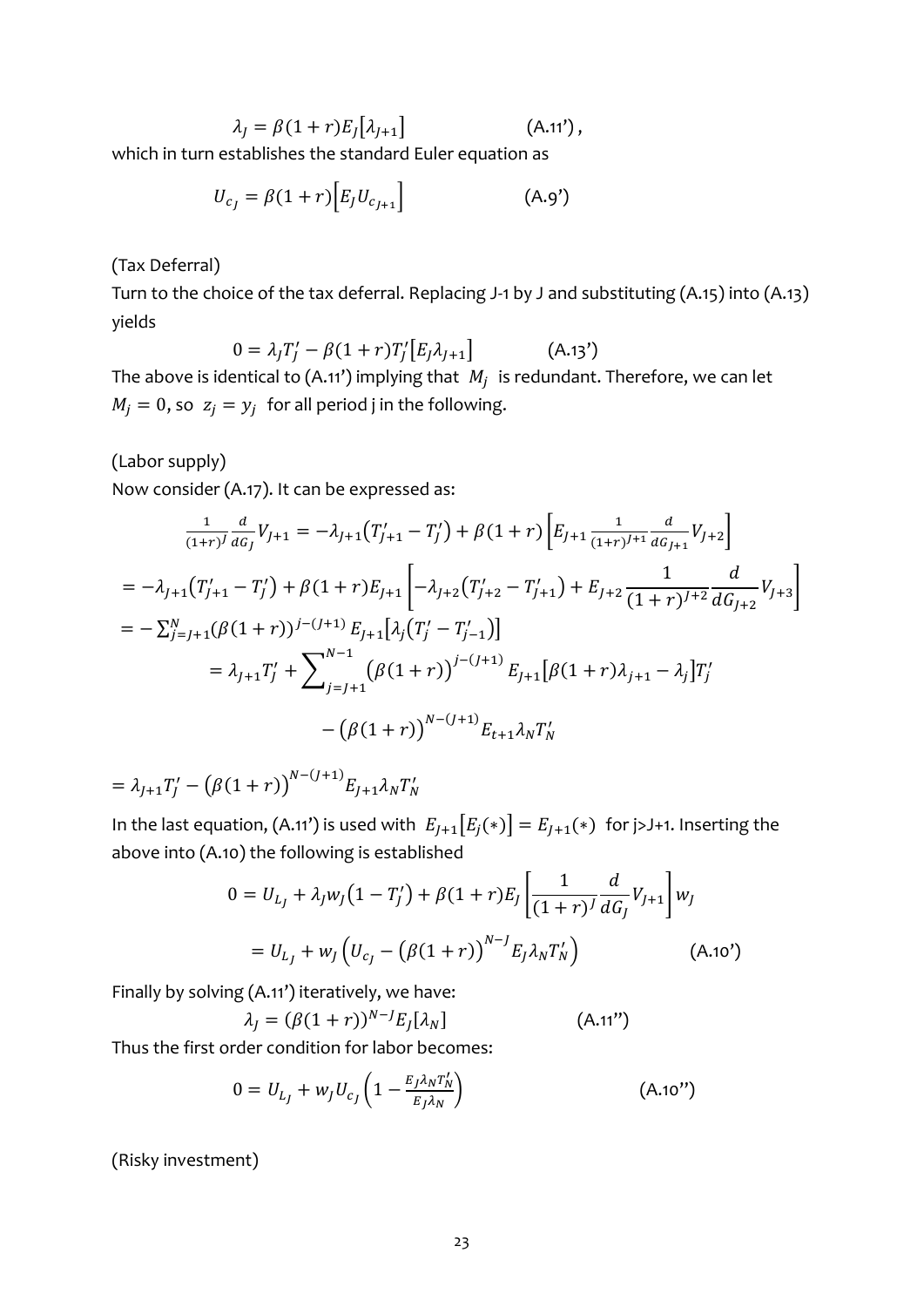$$\lambda_J = \beta(1+r)E_J[\lambda_{J+1}] \qquad \text{(A.11')},$$

which in turn establishes the standard Euler equation as

$$U_{c_J} = \beta(1+r)\left[E_J U_{c_{J+1}}\right] \qquad \text{(A.9')}$$

(Tax Deferral)

Turn to the choice of the tax deferral. Replacing J-1 by J and substituting (A.15) into (A.13) yields

$$0 = \lambda_J T_J' - \beta(1+r)T_J'[E_J \lambda_{J+1}] \qquad \text{(A.13')}$$

The above is identical to (A.11') implying that $M_j$ is redundant. Therefore, we can let $M_j = 0$, so $z_j = y_j$ for all period j in the following.

(Labor supply)

Now consider (A.17). It can be expressed as:

$$\frac{1}{(1+r)^J}\frac{d}{dG_J}V_{J+1} = -\lambda_{J+1}(T_{J+1}' - T_J') + \beta(1+r)\left[E_{J+1}\frac{1}{(1+r)^{J+1}}\frac{d}{dG_{J+1}}V_{J+2}\right]$$

$$= -\lambda_{J+1}(T_{J+1}' - T_J') + \beta(1+r)E_{J+1}\left[-\lambda_{J+2}(T_{J+2}' - T_{J+1}') + E_{J+2}\frac{1}{(1+r)^{J+2}}\frac{d}{dG_{J+2}}V_{J+3}\right]$$

$$= -\sum_{j=J+1}^{N}(\beta(1+r))^{j-(J+1)}E_{J+1}\left[\lambda_j(T_j' - T_{j-1}')\right]$$

$$= \lambda_{J+1}T_J' + \sum_{j=J+1}^{N-1}\left(\beta(1+r)\right)^{j-(J+1)}E_{J+1}\left[\beta(1+r)\lambda_{j+1} - \lambda_j\right]T_j'$$

$$- \left(\beta(1+r)\right)^{N-(J+1)}E_{t+1}\lambda_N T_N'$$

$$= \lambda_{J+1}T_J' - \left(\beta(1+r)\right)^{N-(J+1)}E_{J+1}\lambda_N T_N'$$

In the last equation, (A.11') is used with $E_{J+1}[E_j(*)] = E_{J+1}(*)$ for j>J+1. Inserting the above into (A.10) the following is established

$$0 = U_{L_J} + \lambda_J w_J(1 - T_J') + \beta(1+r)E_J\left[\frac{1}{(1+r)^J}\frac{d}{dG_J}V_{J+1}\right]w_J$$

$$= U_{L_J} + w_J\left(U_{c_J} - \left(\beta(1+r)\right)^{N-J}E_J\lambda_N T_N'\right) \qquad \text{(A.10')}$$

Finally by solving (A.11') iteratively, we have:

$$\lambda_J = (\beta(1+r))^{N-J}E_J[\lambda_N] \qquad \text{(A.11'')}$$

Thus the first order condition for labor becomes:

$$0 = U_{L_J} + w_J U_{c_J}\left(1 - \frac{E_J\lambda_N T_N'}{E_J\lambda_N}\right) \qquad \text{(A.10'')}$$

(Risky investment)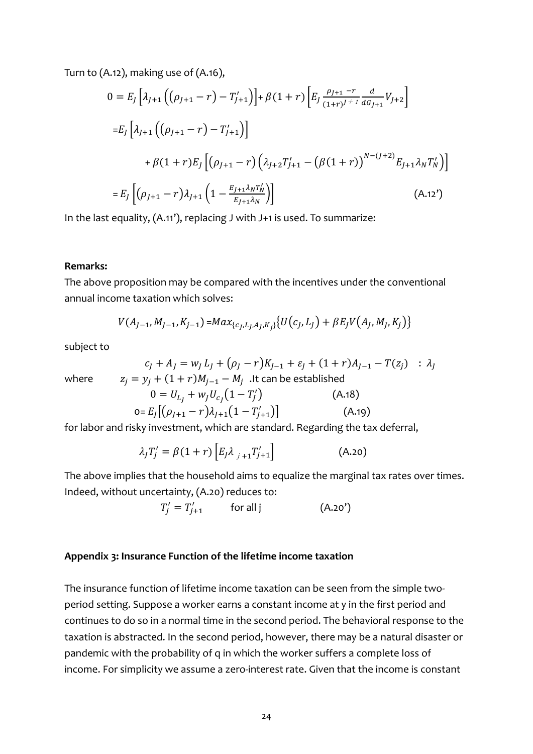Turn to (A.12), making use of (A.16),

$$0 = E_J\left[\lambda_{J+1}\left((\rho_{J+1} - r) - T'_{J+1}\right)\right] + \beta(1+r)\left[E_J \frac{\rho_{J+1} - r}{(1+r)^{J+1}} \frac{d}{dG_{J+1}} V_{J+2}\right]$$

$$= E_J\left[\lambda_{J+1}\left((\rho_{J+1} - r) - T'_{J+1}\right)\right]$$

$$+ \beta(1+r)E_J\left[(\rho_{J+1} - r)\left(\lambda_{J+2}T'_{J+1} - (\beta(1+r))^{N-(J+2)} E_{J+1}\lambda_N T'_N\right)\right]$$

$$= E_J\left[(\rho_{J+1} - r)\lambda_{J+1}\left(1 - \frac{E_{J+1}\lambda_N T'_N}{E_{J+1}\lambda_N}\right)\right] \qquad \text{(A.12')}$$

In the last equality, (A.11'), replacing J with J+1 is used. To summarize:

**Remarks:**

The above proposition may be compared with the incentives under the conventional annual income taxation which solves:

$$V(A_{J-1}, M_{J-1}, K_{j-1}) = Max_{\{c_J, L_J, A_J, K_j\}}\{U(c_J, L_J) + \beta E_J V(A_J, M_J, K_j)\}$$

subject to

$$c_J + A_J = w_J L_J + (\rho_J - r)K_{J-1} + \varepsilon_J + (1+r)A_{J-1} - T(z_j) \quad : \lambda_J$$

where $z_j = y_j + (1+r)M_{j-1} - M_j$ . It can be established

$$0 = U_{L_J} + w_J U_{c_J}(1 - T'_J) \qquad \text{(A.18)}$$

$$0 = E_J\left[(\rho_{J+1} - r)\lambda_{J+1}(1 - T'_{j+1})\right] \qquad \text{(A.19)}$$

for labor and risky investment, which are standard. Regarding the tax deferral,

$$\lambda_J T'_j = \beta(1+r)\left[E_J \lambda_{j+1} T'_{j+1}\right] \qquad \text{(A.20)}$$

The above implies that the household aims to equalize the marginal tax rates over times. Indeed, without uncertainty, (A.20) reduces to:

$$T'_j = T'_{j+1} \qquad \text{for all j} \qquad \text{(A.20')}$$

**Appendix 3: Insurance Function of the lifetime income taxation**

The insurance function of lifetime income taxation can be seen from the simple two-period setting. Suppose a worker earns a constant income at y in the first period and continues to do so in a normal time in the second period. The behavioral response to the taxation is abstracted. In the second period, however, there may be a natural disaster or pandemic with the probability of q in which the worker suffers a complete loss of income. For simplicity we assume a zero-interest rate. Given that the income is constant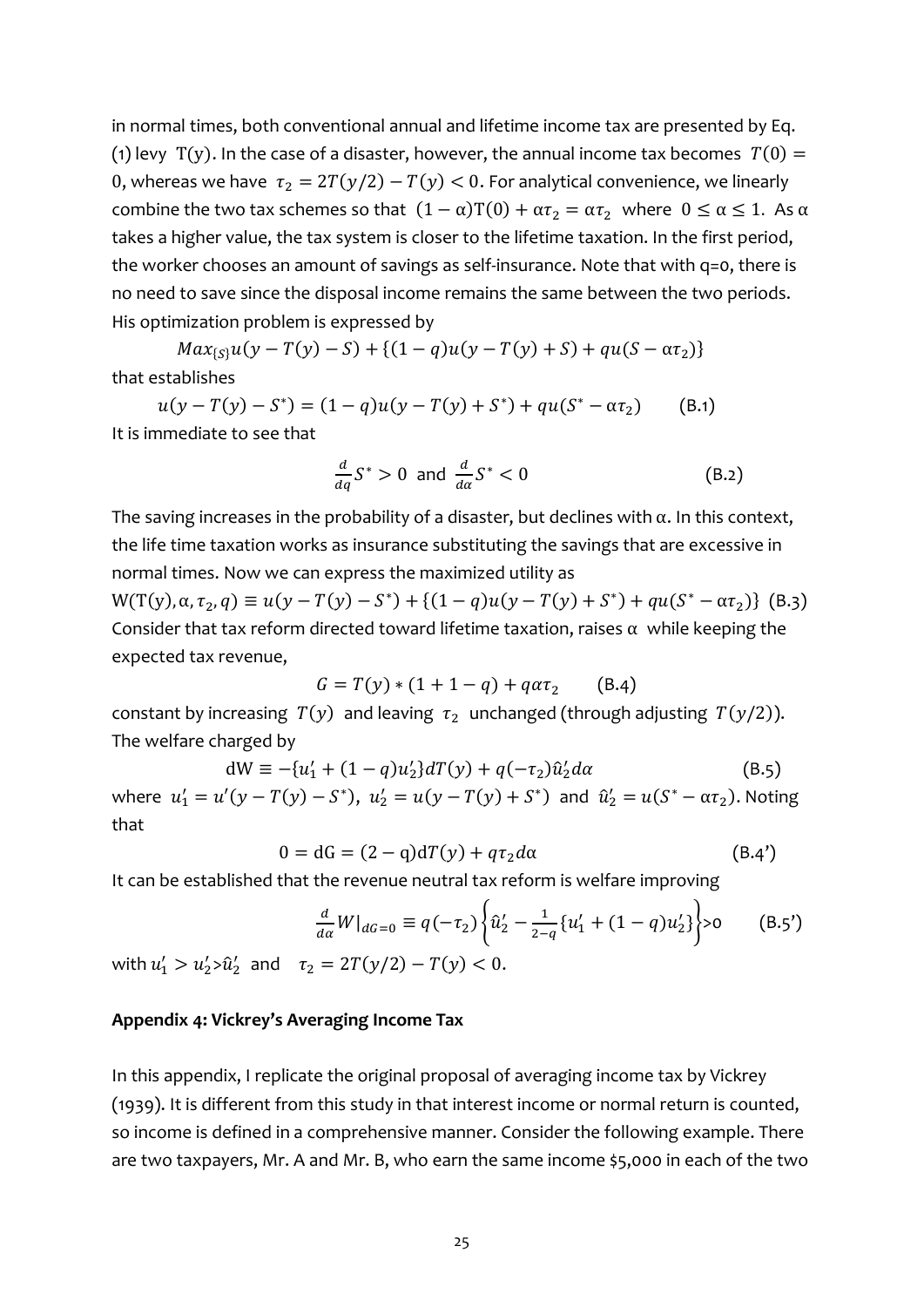in normal times, both conventional annual and lifetime income tax are presented by Eq. (1) levy $T(y)$. In the case of a disaster, however, the annual income tax becomes $T(0) = 0$, whereas we have $\tau_2 = 2T(y/2) - T(y) < 0$. For analytical convenience, we linearly combine the two tax schemes so that $(1-\alpha)T(0) + \alpha\tau_2 = \alpha\tau_2$ where $0 \leq \alpha \leq 1$. As $\alpha$ takes a higher value, the tax system is closer to the lifetime taxation. In the first period, the worker chooses an amount of savings as self-insurance. Note that with q=0, there is no need to save since the disposal income remains the same between the two periods. His optimization problem is expressed by

$$Max_{\{S\}} u(y - T(y) - S) + \{(1-q)u(y - T(y) + S) + qu(S - \alpha\tau_2)\}$$

that establishes

$$u(y - T(y) - S^*) = (1-q)u(y - T(y) + S^*) + qu(S^* - \alpha\tau_2) \qquad \text{(B.1)}$$

It is immediate to see that

$$\frac{d}{dq}S^* > 0 \text{ and } \frac{d}{d\alpha}S^* < 0 \qquad \text{(B.2)}$$

The saving increases in the probability of a disaster, but declines with $\alpha$. In this context, the life time taxation works as insurance substituting the savings that are excessive in normal times. Now we can express the maximized utility as

$$W(T(y), \alpha, \tau_2, q) \equiv u(y - T(y) - S^*) + \{(1-q)u(y - T(y) + S^*) + qu(S^* - \alpha\tau_2)\} \text{ (B.3)}$$

Consider that tax reform directed toward lifetime taxation, raises $\alpha$ while keeping the expected tax revenue,

$$G = T(y) * (1 + 1 - q) + q\alpha\tau_2 \qquad \text{(B.4)}$$

constant by increasing $T(y)$ and leaving $\tau_2$ unchanged (through adjusting $T(y/2)$). The welfare charged by

$$dW \equiv -\{u_1' + (1-q)u_2'\}dT(y) + q(-\tau_2)\hat{u}_2' d\alpha \qquad \text{(B.5)}$$

where $u_1' = u'(y - T(y) - S^*)$, $u_2' = u(y - T(y) + S^*)$ and $\hat{u}_2' = u(S^* - \alpha\tau_2)$. Noting that

$$0 = dG = (2-q)dT(y) + q\tau_2 d\alpha \qquad \text{(B.4')}$$

It can be established that the revenue neutral tax reform is welfare improving

$$\frac{d}{d\alpha}W|_{dG=0} \equiv q(-\tau_2)\left\{\hat{u}_2' - \frac{1}{2-q}\{u_1' + (1-q)u_2'\}\right\} > 0 \qquad \text{(B.5')}$$

with $u_1' > u_2' > \hat{u}_2'$ and $\tau_2 = 2T(y/2) - T(y) < 0$.

**Appendix 4: Vickrey's Averaging Income Tax**

In this appendix, I replicate the original proposal of averaging income tax by Vickrey (1939). It is different from this study in that interest income or normal return is counted, so income is defined in a comprehensive manner. Consider the following example. There are two taxpayers, Mr. A and Mr. B, who earn the same income $5,000 in each of the two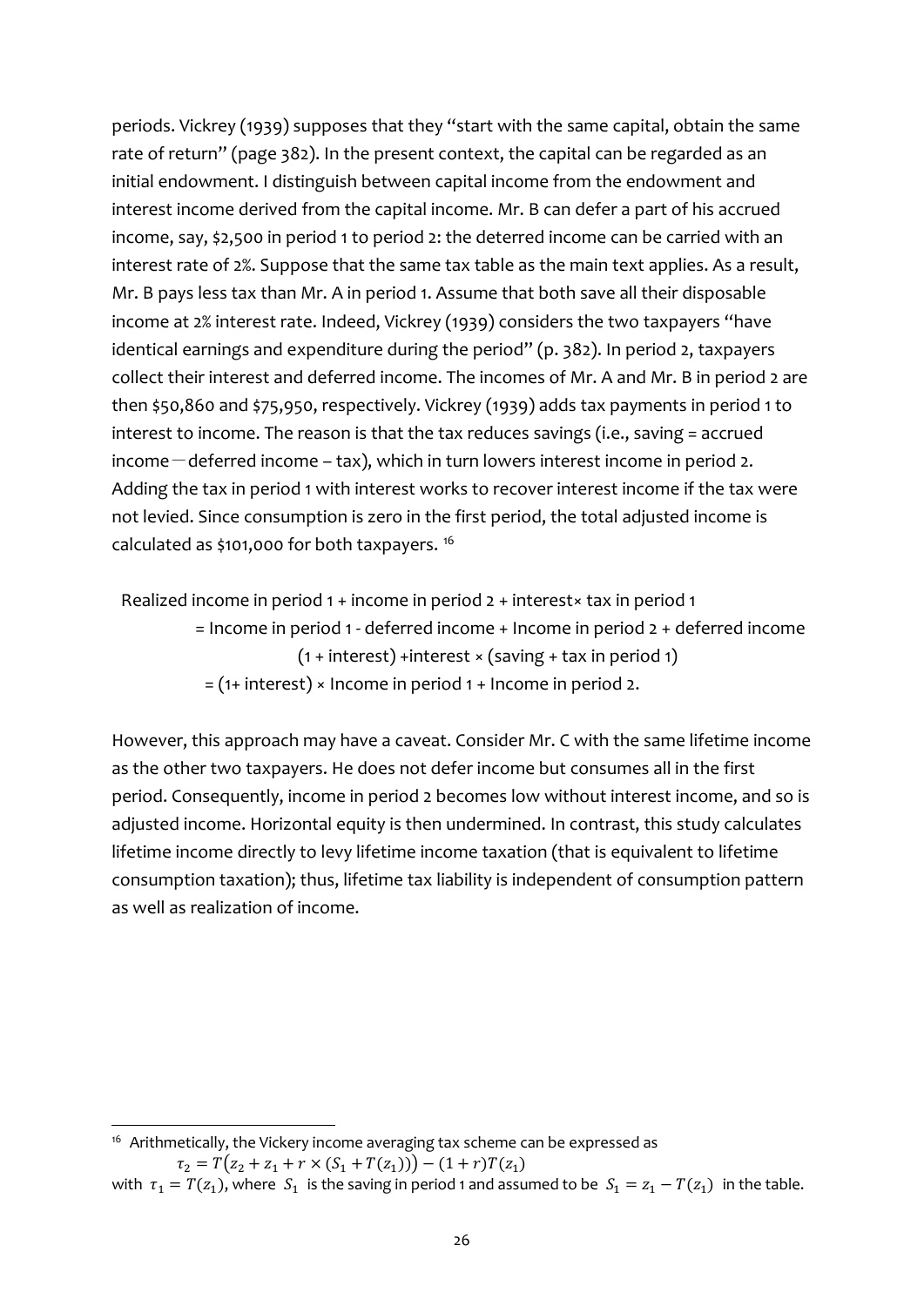periods. Vickrey (1939) supposes that they "start with the same capital, obtain the same rate of return" (page 382). In the present context, the capital can be regarded as an initial endowment. I distinguish between capital income from the endowment and interest income derived from the capital income. Mr. B can defer a part of his accrued income, say, \$2,500 in period 1 to period 2: the deterred income can be carried with an interest rate of 2%. Suppose that the same tax table as the main text applies. As a result, Mr. B pays less tax than Mr. A in period 1. Assume that both save all their disposable income at 2% interest rate. Indeed, Vickrey (1939) considers the two taxpayers "have identical earnings and expenditure during the period" (p. 382). In period 2, taxpayers collect their interest and deferred income. The incomes of Mr. A and Mr. B in period 2 are then \$50,860 and \$75,950, respectively. Vickrey (1939) adds tax payments in period 1 to interest to income. The reason is that the tax reduces savings (i.e., saving = accrued income − deferred income – tax), which in turn lowers interest income in period 2. Adding the tax in period 1 with interest works to recover interest income if the tax were not levied. Since consumption is zero in the first period, the total adjusted income is calculated as \$101,000 for both taxpayers. [16]

Realized income in period 1 + income in period 2 + interest× tax in period 1
= Income in period 1 - deferred income + Income in period 2 + deferred income (1 + interest) +interest × (saving + tax in period 1)
= (1+ interest) × Income in period 1 + Income in period 2.

However, this approach may have a caveat. Consider Mr. C with the same lifetime income as the other two taxpayers. He does not defer income but consumes all in the first period. Consequently, income in period 2 becomes low without interest income, and so is adjusted income. Horizontal equity is then undermined. In contrast, this study calculates lifetime income directly to levy lifetime income taxation (that is equivalent to lifetime consumption taxation); thus, lifetime tax liability is independent of consumption pattern as well as realization of income.

---

[16] Arithmetically, the Vickery income averaging tax scheme can be expressed as

$$\tau_2 = T\big(z_2 + z_1 + r \times (S_1 + T(z_1))\big) - (1 + r)T(z_1)$$

with $\tau_1 = T(z_1)$, where $S_1$ is the saving in period 1 and assumed to be $S_1 = z_1 - T(z_1)$ in the table.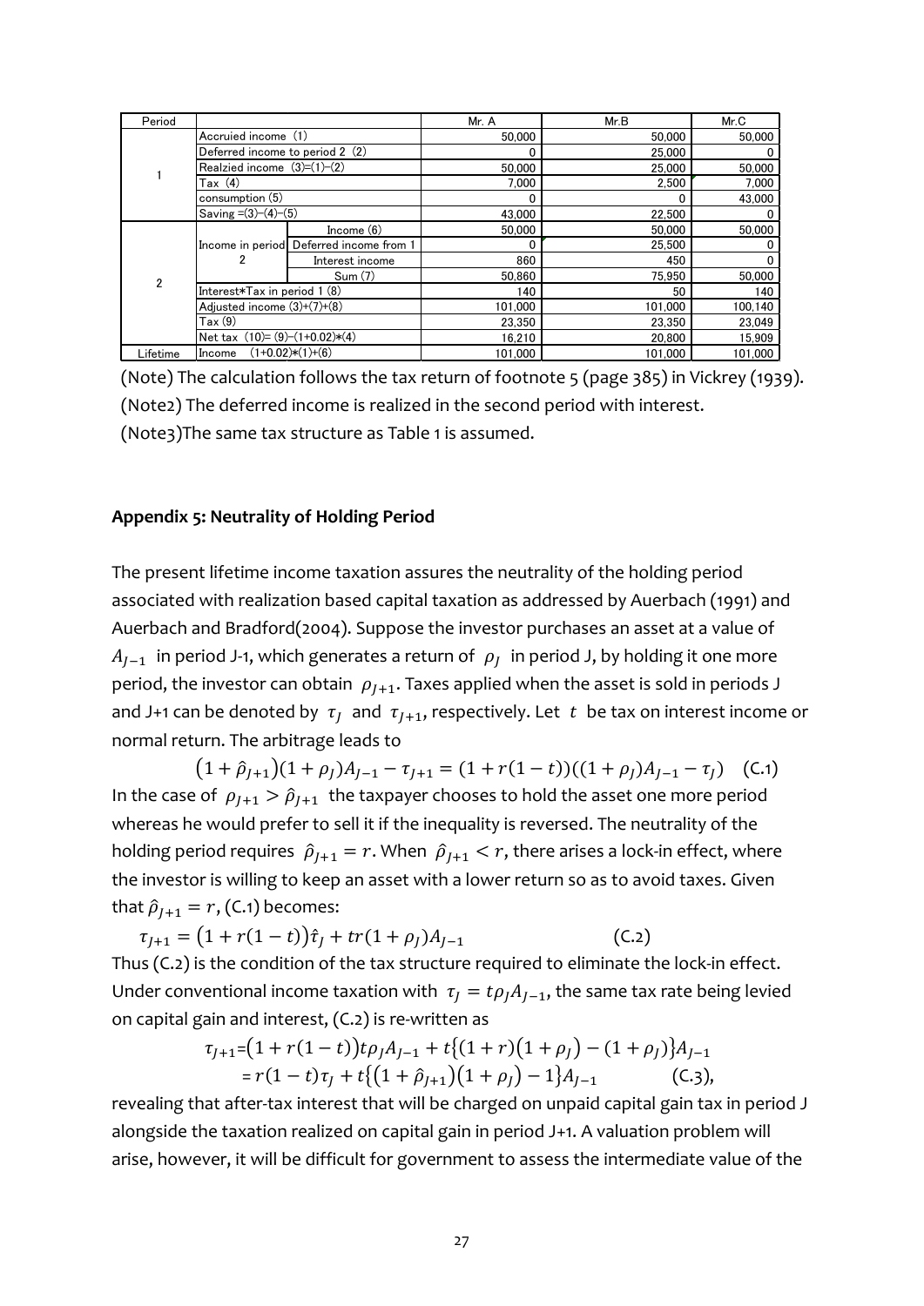| Period | | | Mr. A | Mr.B | Mr.C |
|---|---|---|---|---|---|
| 1 | Accruied income (1) | | 50,000 | 50,000 | 50,000 |
| | Deferred income to period 2 (2) | | 0 | 25,000 | 0 |
| | Realzied income (3)=(1)-(2) | | 50,000 | 25,000 | 50,000 |
| | Tax (4) | | 7,000 | 2,500 | 7,000 |
| | consumption (5) | | 0 | 0 | 43,000 |
| | Saving =(3)-(4)-(5) | | 43,000 | 22,500 | 0 |
| 2 | Income in period 2 | Income (6) | 50,000 | 50,000 | 50,000 |
| | | Deferred income from 1 | 0 | 25,500 | 0 |
| | | Interest income | 860 | 450 | 0 |
| | | Sum (7) | 50,860 | 75,950 | 50,000 |
| | Interest*Tax in period 1 (8) | | 140 | 50 | 140 |
| | Adjusted income (3)+(7)+(8) | | 101,000 | 101,000 | 100,140 |
| | Tax (9) | | 23,350 | 23,350 | 23,049 |
| | Net tax (10)= (9)-(1+0.02)*(4) | | 16,210 | 20,800 | 15,909 |
| Lifetime | Income (1+0.02)*(1)+(6) | | 101,000 | 101,000 | 101,000 |

(Note) The calculation follows the tax return of footnote 5 (page 385) in Vickrey (1939).

(Note2) The deferred income is realized in the second period with interest.

(Note3)The same tax structure as Table 1 is assumed.

## Appendix 5: Neutrality of Holding Period

The present lifetime income taxation assures the neutrality of the holding period associated with realization based capital taxation as addressed by Auerbach (1991) and Auerbach and Bradford(2004). Suppose the investor purchases an asset at a value of $A_{J-1}$ in period J-1, which generates a return of $\rho_J$ in period J, by holding it one more period, the investor can obtain $\rho_{J+1}$. Taxes applied when the asset is sold in periods J and J+1 can be denoted by $\tau_J$ and $\tau_{J+1}$, respectively. Let $t$ be tax on interest income or normal return. The arbitrage leads to

$$\left(1+\hat{\rho}_{J+1}\right)(1+\rho_J)A_{J-1}-\tau_{J+1}=(1+r(1-t))((1+\rho_J)A_{J-1}-\tau_J) \quad \text{(C.1)}$$

In the case of $\rho_{J+1}>\hat{\rho}_{J+1}$ the taxpayer chooses to hold the asset one more period whereas he would prefer to sell it if the inequality is reversed. The neutrality of the holding period requires $\hat{\rho}_{J+1}=r$. When $\hat{\rho}_{J+1}<r$, there arises a lock-in effect, where the investor is willing to keep an asset with a lower return so as to avoid taxes. Given that $\hat{\rho}_{J+1}=r$, (C.1) becomes:

$$\tau_{J+1}=\left(1+r(1-t)\right)\hat{\tau}_J+tr(1+\rho_J)A_{J-1} \quad \text{(C.2)}$$

Thus (C.2) is the condition of the tax structure required to eliminate the lock-in effect. Under conventional income taxation with $\tau_J=t\rho_J A_{J-1}$, the same tax rate being levied on capital gain and interest, (C.2) is re-written as

$$\begin{aligned}\tau_{J+1}&=\left(1+r(1-t)\right)t\rho_J A_{J-1}+t\left\{(1+r)\left(1+\rho_J\right)-(1+\rho_J)\right\}A_{J-1}\\&=r(1-t)\tau_J+t\left\{\left(1+\hat{\rho}_{J+1}\right)\left(1+\rho_J\right)-1\right\}A_{J-1} \quad \text{(C.3)},\end{aligned}$$

revealing that after-tax interest that will be charged on unpaid capital gain tax in period J alongside the taxation realized on capital gain in period J+1. A valuation problem will arise, however, it will be difficult for government to assess the intermediate value of the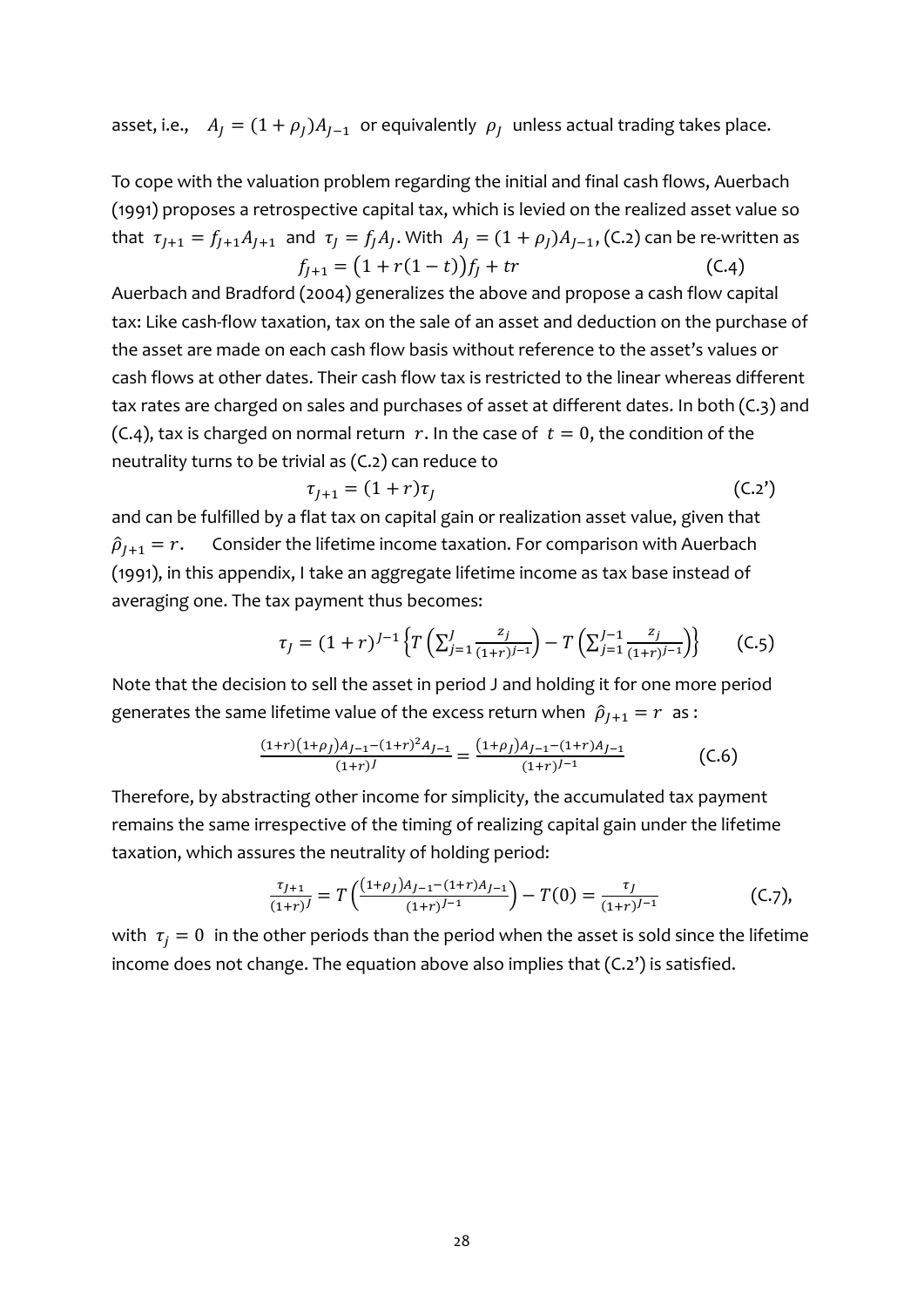asset, i.e., $A_J = (1+\rho_J)A_{J-1}$ or equivalently $\rho_J$ unless actual trading takes place.

To cope with the valuation problem regarding the initial and final cash flows, Auerbach (1991) proposes a retrospective capital tax, which is levied on the realized asset value so that $\tau_{J+1} = f_{J+1}A_{J+1}$ and $\tau_J = f_J A_J$. With $A_J = (1+\rho_J)A_{J-1}$, (C.2) can be re-written as

$$f_{J+1} = \big(1 + r(1-t)\big)f_J + tr \qquad \text{(C.4)}$$

Auerbach and Bradford (2004) generalizes the above and propose a cash flow capital tax: Like cash-flow taxation, tax on the sale of an asset and deduction on the purchase of the asset are made on each cash flow basis without reference to the asset's values or cash flows at other dates. Their cash flow tax is restricted to the linear whereas different tax rates are charged on sales and purchases of asset at different dates. In both (C.3) and (C.4), tax is charged on normal return $r$. In the case of $t = 0$, the condition of the neutrality turns to be trivial as (C.2) can reduce to

$$\tau_{J+1} = (1+r)\tau_J \qquad \text{(C.2')}$$

and can be fulfilled by a flat tax on capital gain or realization asset value, given that $\hat{\rho}_{J+1} = r$. Consider the lifetime income taxation. For comparison with Auerbach (1991), in this appendix, I take an aggregate lifetime income as tax base instead of averaging one. The tax payment thus becomes:

$$\tau_J = (1+r)^{J-1}\left\{T\left(\sum_{j=1}^{J}\frac{z_j}{(1+r)^{j-1}}\right) - T\left(\sum_{j=1}^{J-1}\frac{z_j}{(1+r)^{j-1}}\right)\right\} \qquad \text{(C.5)}$$

Note that the decision to sell the asset in period J and holding it for one more period generates the same lifetime value of the excess return when $\hat{\rho}_{J+1} = r$ as :

$$\frac{(1+r)(1+\rho_J)A_{J-1} - (1+r)^2 A_{J-1}}{(1+r)^J} = \frac{(1+\rho_J)A_{J-1} - (1+r)A_{J-1}}{(1+r)^{J-1}} \qquad \text{(C.6)}$$

Therefore, by abstracting other income for simplicity, the accumulated tax payment remains the same irrespective of the timing of realizing capital gain under the lifetime taxation, which assures the neutrality of holding period:

$$\frac{\tau_{J+1}}{(1+r)^J} = T\left(\frac{(1+\rho_J)A_{J-1} - (1+r)A_{J-1}}{(1+r)^{J-1}}\right) - T(0) = \frac{\tau_J}{(1+r)^{J-1}} \qquad \text{(C.7)},$$

with $\tau_j = 0$ in the other periods than the period when the asset is sold since the lifetime income does not change. The equation above also implies that (C.2') is satisfied.